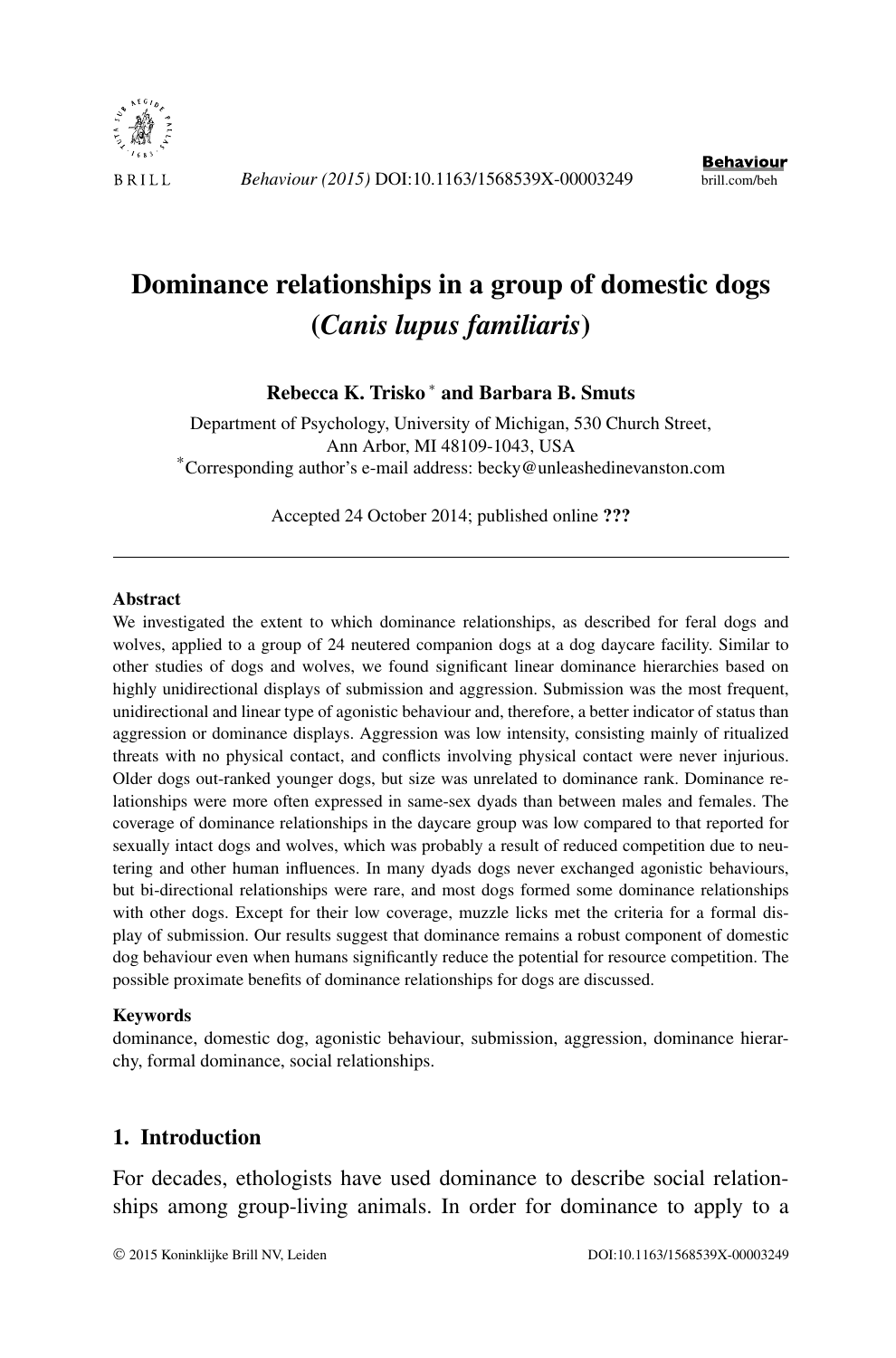# Dominance relationships in a group of domestic dogs (*Canis lupus familiaris*)

**Rebecca K. Trisko** [*] **and Barbara B. Smuts**

Department of Psychology, University of Michigan, 530 Church Street, Ann Arbor, MI 48109-1043, USA

[*]Corresponding author's e-mail address: becky@unleashedinevanston.com

Accepted 24 October 2014; published online **???**

---

### Abstract

We investigated the extent to which dominance relationships, as described for feral dogs and wolves, applied to a group of 24 neutered companion dogs at a dog daycare facility. Similar to other studies of dogs and wolves, we found significant linear dominance hierarchies based on highly unidirectional displays of submission and aggression. Submission was the most frequent, unidirectional and linear type of agonistic behaviour and, therefore, a better indicator of status than aggression or dominance displays. Aggression was low intensity, consisting mainly of ritualized threats with no physical contact, and conflicts involving physical contact were never injurious. Older dogs out-ranked younger dogs, but size was unrelated to dominance rank. Dominance relationships were more often expressed in same-sex dyads than between males and females. The coverage of dominance relationships in the daycare group was low compared to that reported for sexually intact dogs and wolves, which was probably a result of reduced competition due to neutering and other human influences. In many dyads dogs never exchanged agonistic behaviours, but bi-directional relationships were rare, and most dogs formed some dominance relationships with other dogs. Except for their low coverage, muzzle licks met the criteria for a formal display of submission. Our results suggest that dominance remains a robust component of domestic dog behaviour even when humans significantly reduce the potential for resource competition. The possible proximate benefits of dominance relationships for dogs are discussed.

### Keywords

dominance, domestic dog, agonistic behaviour, submission, aggression, dominance hierarchy, formal dominance, social relationships.

## 1. Introduction

For decades, ethologists have used dominance to describe social relationships among group-living animals. In order for dominance to apply to a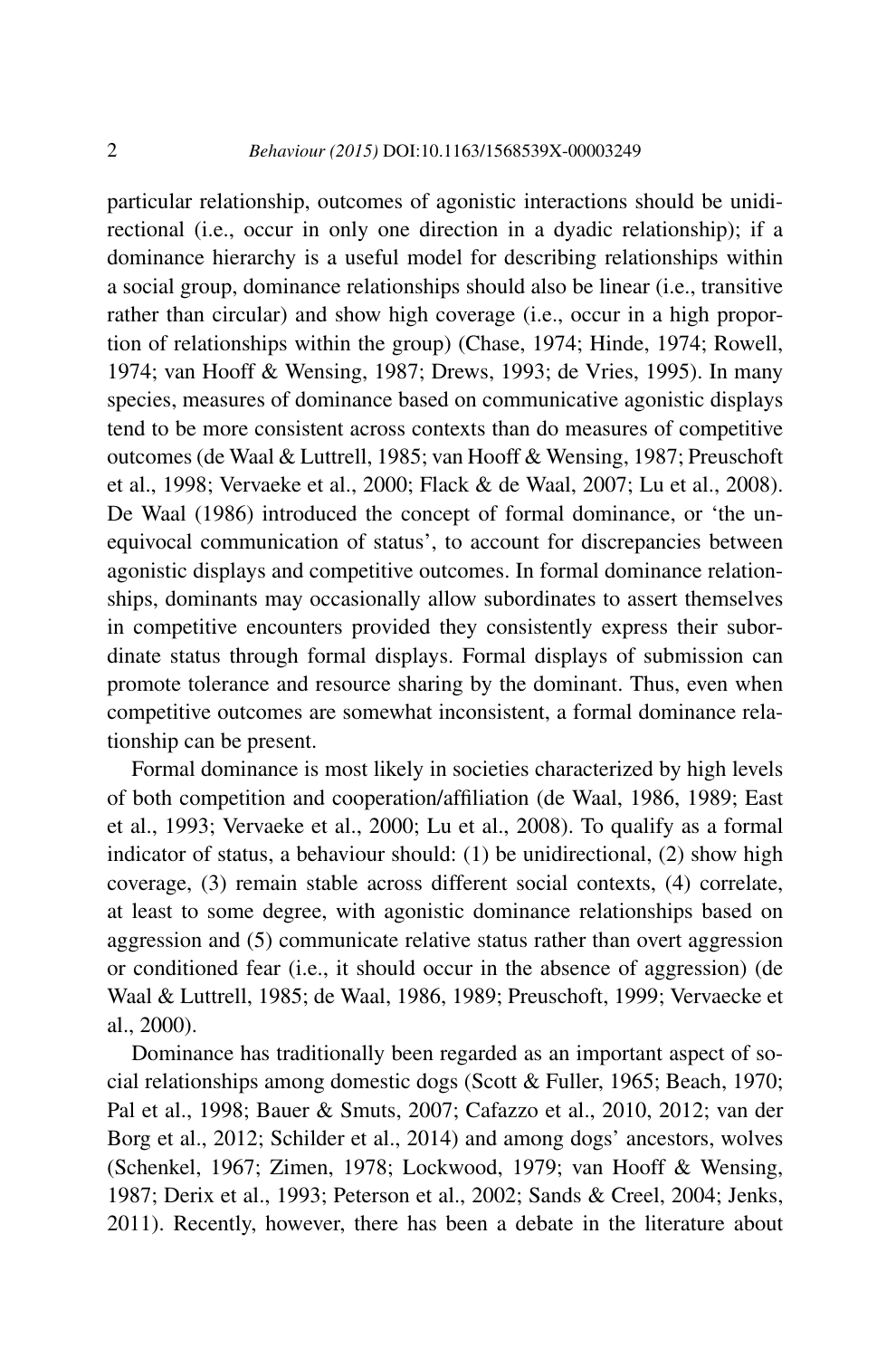particular relationship, outcomes of agonistic interactions should be unidirectional (i.e., occur in only one direction in a dyadic relationship); if a dominance hierarchy is a useful model for describing relationships within a social group, dominance relationships should also be linear (i.e., transitive rather than circular) and show high coverage (i.e., occur in a high proportion of relationships within the group) (Chase, 1974; Hinde, 1974; Rowell, 1974; van Hooff & Wensing, 1987; Drews, 1993; de Vries, 1995). In many species, measures of dominance based on communicative agonistic displays tend to be more consistent across contexts than do measures of competitive outcomes (de Waal & Luttrell, 1985; van Hooff & Wensing, 1987; Preuschoft et al., 1998; Vervaeke et al., 2000; Flack & de Waal, 2007; Lu et al., 2008). De Waal (1986) introduced the concept of formal dominance, or 'the unequivocal communication of status', to account for discrepancies between agonistic displays and competitive outcomes. In formal dominance relationships, dominants may occasionally allow subordinates to assert themselves in competitive encounters provided they consistently express their subordinate status through formal displays. Formal displays of submission can promote tolerance and resource sharing by the dominant. Thus, even when competitive outcomes are somewhat inconsistent, a formal dominance relationship can be present.

Formal dominance is most likely in societies characterized by high levels of both competition and cooperation/affiliation (de Waal, 1986, 1989; East et al., 1993; Vervaeke et al., 2000; Lu et al., 2008). To qualify as a formal indicator of status, a behaviour should: (1) be unidirectional, (2) show high coverage, (3) remain stable across different social contexts, (4) correlate, at least to some degree, with agonistic dominance relationships based on aggression and (5) communicate relative status rather than overt aggression or conditioned fear (i.e., it should occur in the absence of aggression) (de Waal & Luttrell, 1985; de Waal, 1986, 1989; Preuschoft, 1999; Vervaecke et al., 2000).

Dominance has traditionally been regarded as an important aspect of social relationships among domestic dogs (Scott & Fuller, 1965; Beach, 1970; Pal et al., 1998; Bauer & Smuts, 2007; Cafazzo et al., 2010, 2012; van der Borg et al., 2012; Schilder et al., 2014) and among dogs' ancestors, wolves (Schenkel, 1967; Zimen, 1978; Lockwood, 1979; van Hooff & Wensing, 1987; Derix et al., 1993; Peterson et al., 2002; Sands & Creel, 2004; Jenks, 2011). Recently, however, there has been a debate in the literature about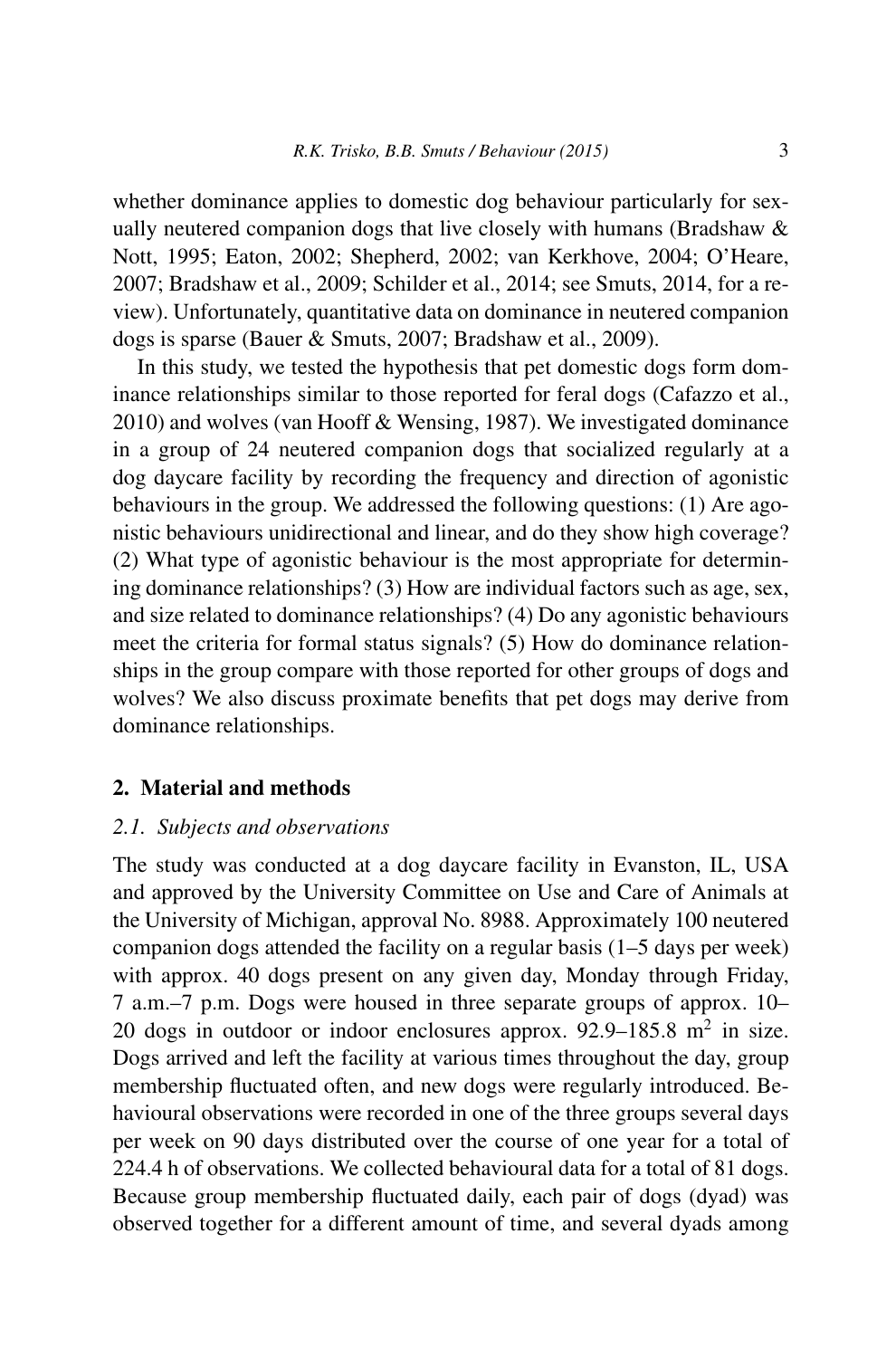whether dominance applies to domestic dog behaviour particularly for sexually neutered companion dogs that live closely with humans (Bradshaw & Nott, 1995; Eaton, 2002; Shepherd, 2002; van Kerkhove, 2004; O'Heare, 2007; Bradshaw et al., 2009; Schilder et al., 2014; see Smuts, 2014, for a review). Unfortunately, quantitative data on dominance in neutered companion dogs is sparse (Bauer & Smuts, 2007; Bradshaw et al., 2009).

In this study, we tested the hypothesis that pet domestic dogs form dominance relationships similar to those reported for feral dogs (Cafazzo et al., 2010) and wolves (van Hooff & Wensing, 1987). We investigated dominance in a group of 24 neutered companion dogs that socialized regularly at a dog daycare facility by recording the frequency and direction of agonistic behaviours in the group. We addressed the following questions: (1) Are agonistic behaviours unidirectional and linear, and do they show high coverage? (2) What type of agonistic behaviour is the most appropriate for determining dominance relationships? (3) How are individual factors such as age, sex, and size related to dominance relationships? (4) Do any agonistic behaviours meet the criteria for formal status signals? (5) How do dominance relationships in the group compare with those reported for other groups of dogs and wolves? We also discuss proximate benefits that pet dogs may derive from dominance relationships.

## 2. Material and methods

### *2.1. Subjects and observations*

The study was conducted at a dog daycare facility in Evanston, IL, USA and approved by the University Committee on Use and Care of Animals at the University of Michigan, approval No. 8988. Approximately 100 neutered companion dogs attended the facility on a regular basis (1–5 days per week) with approx. 40 dogs present on any given day, Monday through Friday, 7 a.m.–7 p.m. Dogs were housed in three separate groups of approx. 10–20 dogs in outdoor or indoor enclosures approx. 92.9–185.8 $m^2$ in size. Dogs arrived and left the facility at various times throughout the day, group membership fluctuated often, and new dogs were regularly introduced. Behavioural observations were recorded in one of the three groups several days per week on 90 days distributed over the course of one year for a total of 224.4 h of observations. We collected behavioural data for a total of 81 dogs. Because group membership fluctuated daily, each pair of dogs (dyad) was observed together for a different amount of time, and several dyads among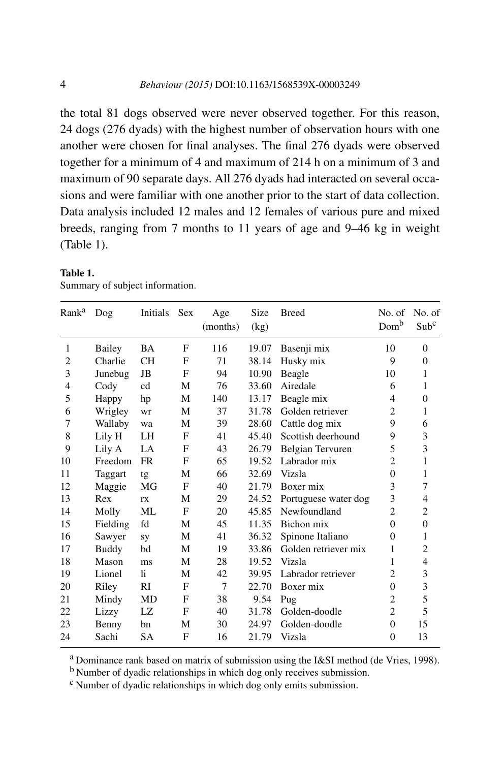the total 81 dogs observed were never observed together. For this reason, 24 dogs (276 dyads) with the highest number of observation hours with one another were chosen for final analyses. The final 276 dyads were observed together for a minimum of 4 and maximum of 214 h on a minimum of 3 and maximum of 90 separate days. All 276 dyads had interacted on several occasions and were familiar with one another prior to the start of data collection. Data analysis included 12 males and 12 females of various pure and mixed breeds, ranging from 7 months to 11 years of age and 9–46 kg in weight (Table 1).

**Table 1.**
Summary of subject information.

| Rank[a] | Dog | Initials | Sex | Age (months) | Size (kg) | Breed | No. of Dom[b] | No. of Sub[c] |
|---|---|---|---|---|---|---|---|---|
| 1 | Bailey | BA | F | 116 | 19.07 | Basenji mix | 10 | 0 |
| 2 | Charlie | CH | F | 71 | 38.14 | Husky mix | 9 | 0 |
| 3 | Junebug | JB | F | 94 | 10.90 | Beagle | 10 | 1 |
| 4 | Cody | cd | M | 76 | 33.60 | Airedale | 6 | 1 |
| 5 | Happy | hp | M | 140 | 13.17 | Beagle mix | 4 | 0 |
| 6 | Wrigley | wr | M | 37 | 31.78 | Golden retriever | 2 | 1 |
| 7 | Wallaby | wa | M | 39 | 28.60 | Cattle dog mix | 9 | 6 |
| 8 | Lily H | LH | F | 41 | 45.40 | Scottish deerhound | 9 | 3 |
| 9 | Lily A | LA | F | 43 | 26.79 | Belgian Tervuren | 5 | 3 |
| 10 | Freedom | FR | F | 65 | 19.52 | Labrador mix | 2 | 1 |
| 11 | Taggart | tg | M | 66 | 32.69 | Vizsla | 0 | 1 |
| 12 | Maggie | MG | F | 40 | 21.79 | Boxer mix | 3 | 7 |
| 13 | Rex | rx | M | 29 | 24.52 | Portuguese water dog | 3 | 4 |
| 14 | Molly | ML | F | 20 | 45.85 | Newfoundland | 2 | 2 |
| 15 | Fielding | fd | M | 45 | 11.35 | Bichon mix | 0 | 0 |
| 16 | Sawyer | sy | M | 41 | 36.32 | Spinone Italiano | 0 | 1 |
| 17 | Buddy | bd | M | 19 | 33.86 | Golden retriever mix | 1 | 2 |
| 18 | Mason | ms | M | 28 | 19.52 | Vizsla | 1 | 4 |
| 19 | Lionel | li | M | 42 | 39.95 | Labrador retriever | 2 | 3 |
| 20 | Riley | RI | F | 7 | 22.70 | Boxer mix | 0 | 3 |
| 21 | Mindy | MD | F | 38 | 9.54 | Pug | 2 | 5 |
| 22 | Lizzy | LZ | F | 40 | 31.78 | Golden-doodle | 2 | 5 |
| 23 | Benny | bn | M | 30 | 24.97 | Golden-doodle | 0 | 15 |
| 24 | Sachi | SA | F | 16 | 21.79 | Vizsla | 0 | 13 |

[a] Dominance rank based on matrix of submission using the I&SI method (de Vries, 1998).
[b] Number of dyadic relationships in which dog only receives submission.
[c] Number of dyadic relationships in which dog only emits submission.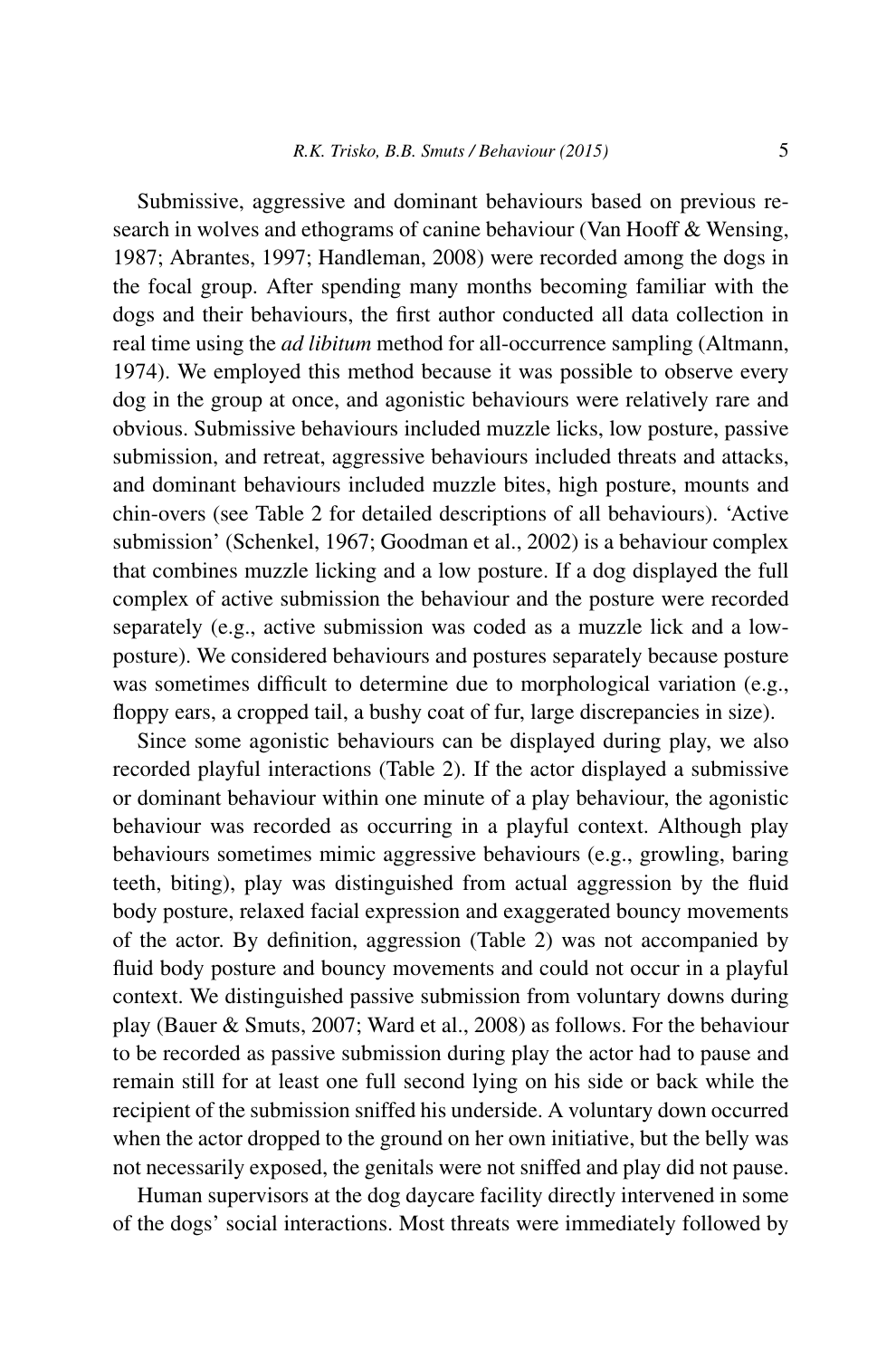Submissive, aggressive and dominant behaviours based on previous research in wolves and ethograms of canine behaviour (Van Hooff & Wensing, 1987; Abrantes, 1997; Handleman, 2008) were recorded among the dogs in the focal group. After spending many months becoming familiar with the dogs and their behaviours, the first author conducted all data collection in real time using the *ad libitum* method for all-occurrence sampling (Altmann, 1974). We employed this method because it was possible to observe every dog in the group at once, and agonistic behaviours were relatively rare and obvious. Submissive behaviours included muzzle licks, low posture, passive submission, and retreat, aggressive behaviours included threats and attacks, and dominant behaviours included muzzle bites, high posture, mounts and chin-overs (see Table 2 for detailed descriptions of all behaviours). 'Active submission' (Schenkel, 1967; Goodman et al., 2002) is a behaviour complex that combines muzzle licking and a low posture. If a dog displayed the full complex of active submission the behaviour and the posture were recorded separately (e.g., active submission was coded as a muzzle lick and a low-posture). We considered behaviours and postures separately because posture was sometimes difficult to determine due to morphological variation (e.g., floppy ears, a cropped tail, a bushy coat of fur, large discrepancies in size).

Since some agonistic behaviours can be displayed during play, we also recorded playful interactions (Table 2). If the actor displayed a submissive or dominant behaviour within one minute of a play behaviour, the agonistic behaviour was recorded as occurring in a playful context. Although play behaviours sometimes mimic aggressive behaviours (e.g., growling, baring teeth, biting), play was distinguished from actual aggression by the fluid body posture, relaxed facial expression and exaggerated bouncy movements of the actor. By definition, aggression (Table 2) was not accompanied by fluid body posture and bouncy movements and could not occur in a playful context. We distinguished passive submission from voluntary downs during play (Bauer & Smuts, 2007; Ward et al., 2008) as follows. For the behaviour to be recorded as passive submission during play the actor had to pause and remain still for at least one full second lying on his side or back while the recipient of the submission sniffed his underside. A voluntary down occurred when the actor dropped to the ground on her own initiative, but the belly was not necessarily exposed, the genitals were not sniffed and play did not pause.

Human supervisors at the dog daycare facility directly intervened in some of the dogs' social interactions. Most threats were immediately followed by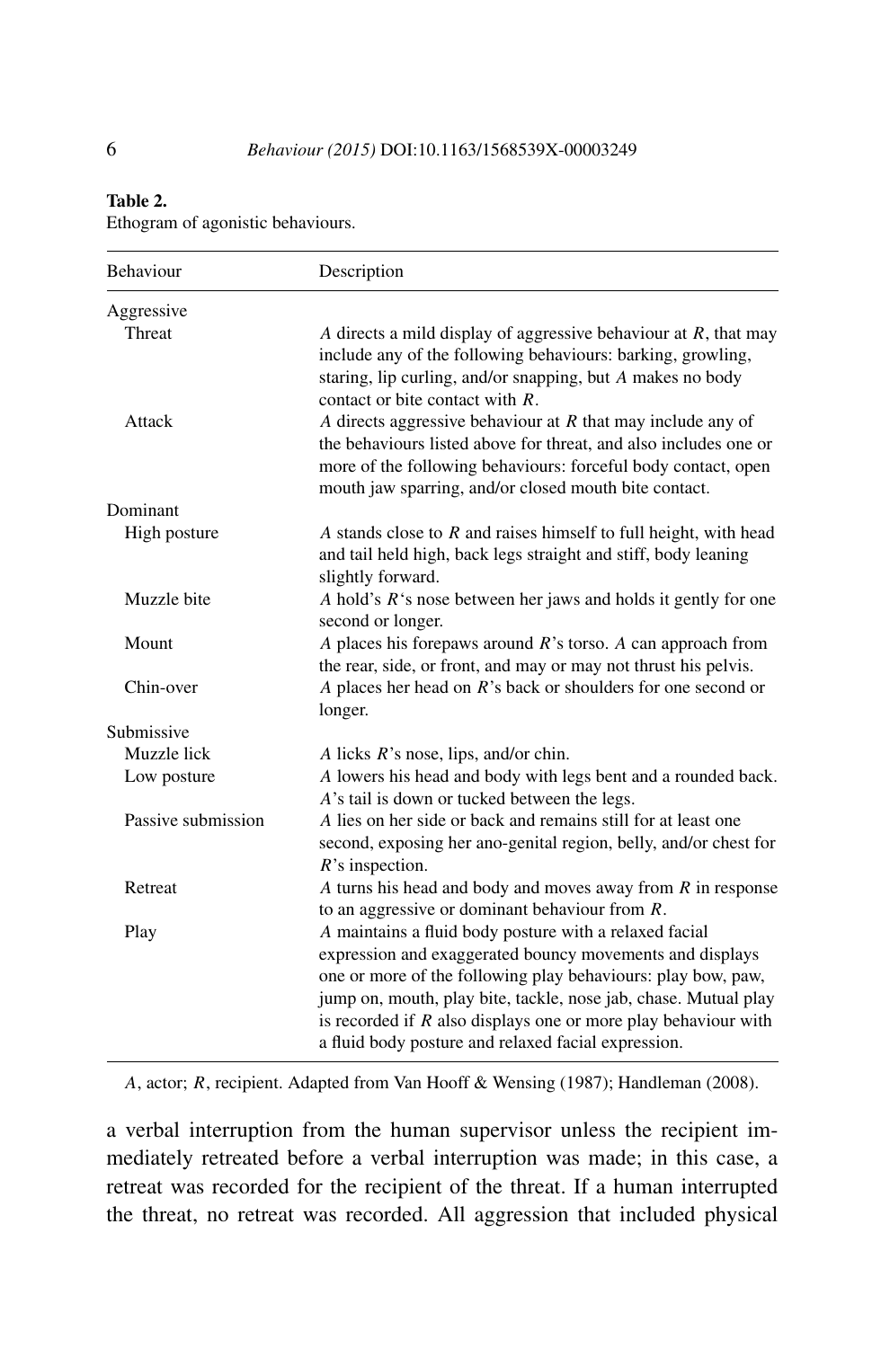**Table 2.**
Ethogram of agonistic behaviours.

| Behaviour | Description |
|---|---|
| Aggressive | |
| Threat | *A* directs a mild display of aggressive behaviour at *R*, that may include any of the following behaviours: barking, growling, staring, lip curling, and/or snapping, but *A* makes no body contact or bite contact with *R*. |
| Attack | *A* directs aggressive behaviour at *R* that may include any of the behaviours listed above for threat, and also includes one or more of the following behaviours: forceful body contact, open mouth jaw sparring, and/or closed mouth bite contact. |
| Dominant | |
| High posture | *A* stands close to *R* and raises himself to full height, with head and tail held high, back legs straight and stiff, body leaning slightly forward. |
| Muzzle bite | *A* hold's *R*'s nose between her jaws and holds it gently for one second or longer. |
| Mount | *A* places his forepaws around *R*'s torso. *A* can approach from the rear, side, or front, and may or may not thrust his pelvis. |
| Chin-over | *A* places her head on *R*'s back or shoulders for one second or longer. |
| Submissive | |
| Muzzle lick | *A* licks *R*'s nose, lips, and/or chin. |
| Low posture | *A* lowers his head and body with legs bent and a rounded back. *A*'s tail is down or tucked between the legs. |
| Passive submission | *A* lies on her side or back and remains still for at least one second, exposing her ano-genital region, belly, and/or chest for *R*'s inspection. |
| Retreat | *A* turns his head and body and moves away from *R* in response to an aggressive or dominant behaviour from *R*. |
| Play | *A* maintains a fluid body posture with a relaxed facial expression and exaggerated bouncy movements and displays one or more of the following play behaviours: play bow, paw, jump on, mouth, play bite, tackle, nose jab, chase. Mutual play is recorded if *R* also displays one or more play behaviour with a fluid body posture and relaxed facial expression. |

*A*, actor; *R*, recipient. Adapted from Van Hooff & Wensing (1987); Handleman (2008).

a verbal interruption from the human supervisor unless the recipient immediately retreated before a verbal interruption was made; in this case, a retreat was recorded for the recipient of the threat. If a human interrupted the threat, no retreat was recorded. All aggression that included physical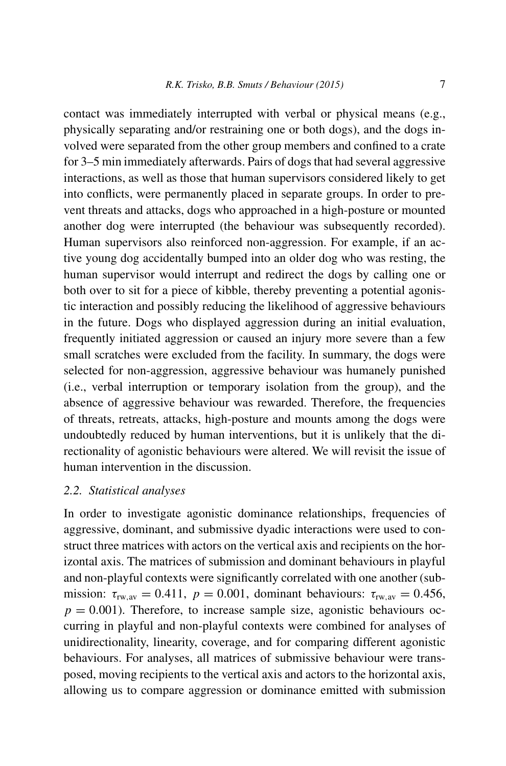contact was immediately interrupted with verbal or physical means (e.g., physically separating and/or restraining one or both dogs), and the dogs involved were separated from the other group members and confined to a crate for 3–5 min immediately afterwards. Pairs of dogs that had several aggressive interactions, as well as those that human supervisors considered likely to get into conflicts, were permanently placed in separate groups. In order to prevent threats and attacks, dogs who approached in a high-posture or mounted another dog were interrupted (the behaviour was subsequently recorded). Human supervisors also reinforced non-aggression. For example, if an active young dog accidentally bumped into an older dog who was resting, the human supervisor would interrupt and redirect the dogs by calling one or both over to sit for a piece of kibble, thereby preventing a potential agonistic interaction and possibly reducing the likelihood of aggressive behaviours in the future. Dogs who displayed aggression during an initial evaluation, frequently initiated aggression or caused an injury more severe than a few small scratches were excluded from the facility. In summary, the dogs were selected for non-aggression, aggressive behaviour was humanely punished (i.e., verbal interruption or temporary isolation from the group), and the absence of aggressive behaviour was rewarded. Therefore, the frequencies of threats, retreats, attacks, high-posture and mounts among the dogs were undoubtedly reduced by human interventions, but it is unlikely that the directionality of agonistic behaviours were altered. We will revisit the issue of human intervention in the discussion.

### *2.2. Statistical analyses*

In order to investigate agonistic dominance relationships, frequencies of aggressive, dominant, and submissive dyadic interactions were used to construct three matrices with actors on the vertical axis and recipients on the horizontal axis. The matrices of submission and dominant behaviours in playful and non-playful contexts were significantly correlated with one another (submission: $\tau_{\mathrm{rw,av}} = 0.411$, $p = 0.001$, dominant behaviours: $\tau_{\mathrm{rw,av}} = 0.456$, $p = 0.001$). Therefore, to increase sample size, agonistic behaviours occurring in playful and non-playful contexts were combined for analyses of unidirectionality, linearity, coverage, and for comparing different agonistic behaviours. For analyses, all matrices of submissive behaviour were transposed, moving recipients to the vertical axis and actors to the horizontal axis, allowing us to compare aggression or dominance emitted with submission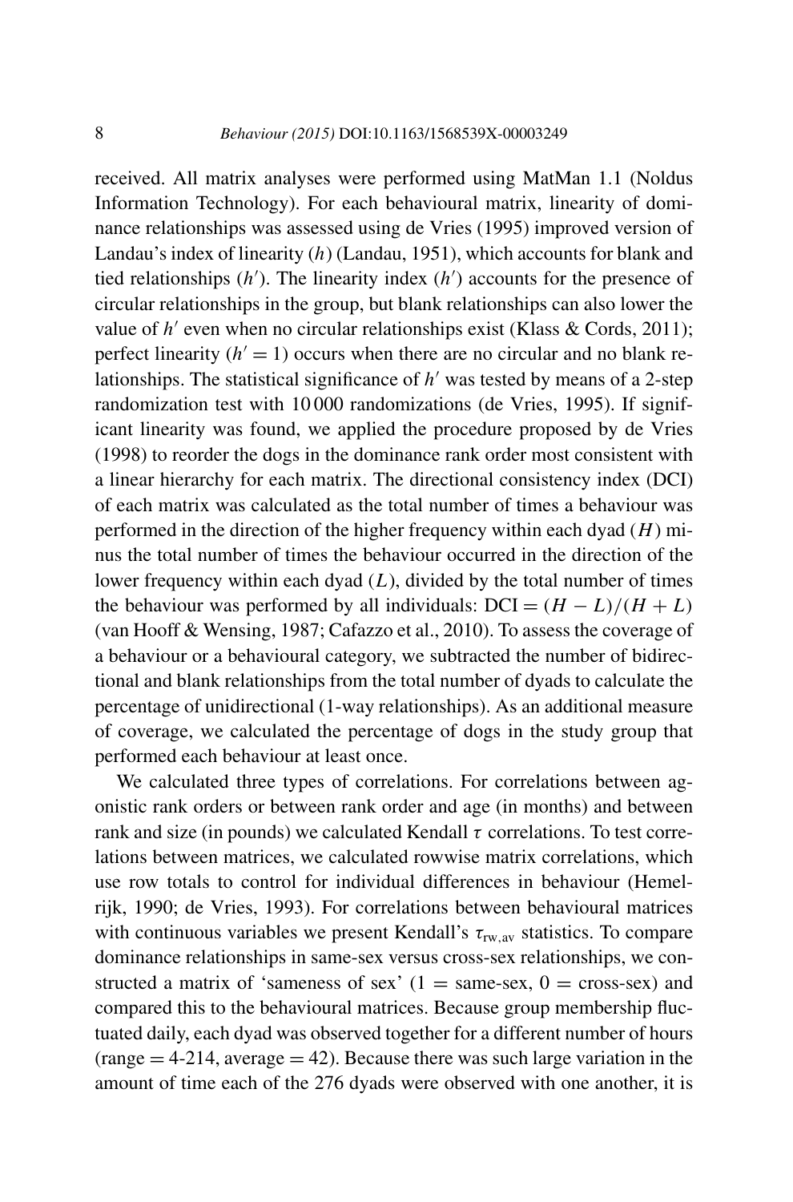received. All matrix analyses were performed using MatMan 1.1 (Noldus Information Technology). For each behavioural matrix, linearity of dominance relationships was assessed using de Vries (1995) improved version of Landau's index of linearity ($h$) (Landau, 1951), which accounts for blank and tied relationships ($h'$). The linearity index ($h'$) accounts for the presence of circular relationships in the group, but blank relationships can also lower the value of $h'$ even when no circular relationships exist (Klass & Cords, 2011); perfect linearity ($h' = 1$) occurs when there are no circular and no blank relationships. The statistical significance of $h'$ was tested by means of a 2-step randomization test with 10 000 randomizations (de Vries, 1995). If significant linearity was found, we applied the procedure proposed by de Vries (1998) to reorder the dogs in the dominance rank order most consistent with a linear hierarchy for each matrix. The directional consistency index (DCI) of each matrix was calculated as the total number of times a behaviour was performed in the direction of the higher frequency within each dyad ($H$) minus the total number of times the behaviour occurred in the direction of the lower frequency within each dyad ($L$), divided by the total number of times the behaviour was performed by all individuals: $\text{DCI} = (H - L)/(H + L)$ (van Hooff & Wensing, 1987; Cafazzo et al., 2010). To assess the coverage of a behaviour or a behavioural category, we subtracted the number of bidirectional and blank relationships from the total number of dyads to calculate the percentage of unidirectional (1-way relationships). As an additional measure of coverage, we calculated the percentage of dogs in the study group that performed each behaviour at least once.

We calculated three types of correlations. For correlations between agonistic rank orders or between rank order and age (in months) and between rank and size (in pounds) we calculated Kendall $\tau$ correlations. To test correlations between matrices, we calculated rowwise matrix correlations, which use row totals to control for individual differences in behaviour (Hemelrijk, 1990; de Vries, 1993). For correlations between behavioural matrices with continuous variables we present Kendall's $\tau_{\text{rw,av}}$ statistics. To compare dominance relationships in same-sex versus cross-sex relationships, we constructed a matrix of 'sameness of sex' (1 = same-sex, 0 = cross-sex) and compared this to the behavioural matrices. Because group membership fluctuated daily, each dyad was observed together for a different number of hours (range = 4-214, average = 42). Because there was such large variation in the amount of time each of the 276 dyads were observed with one another, it is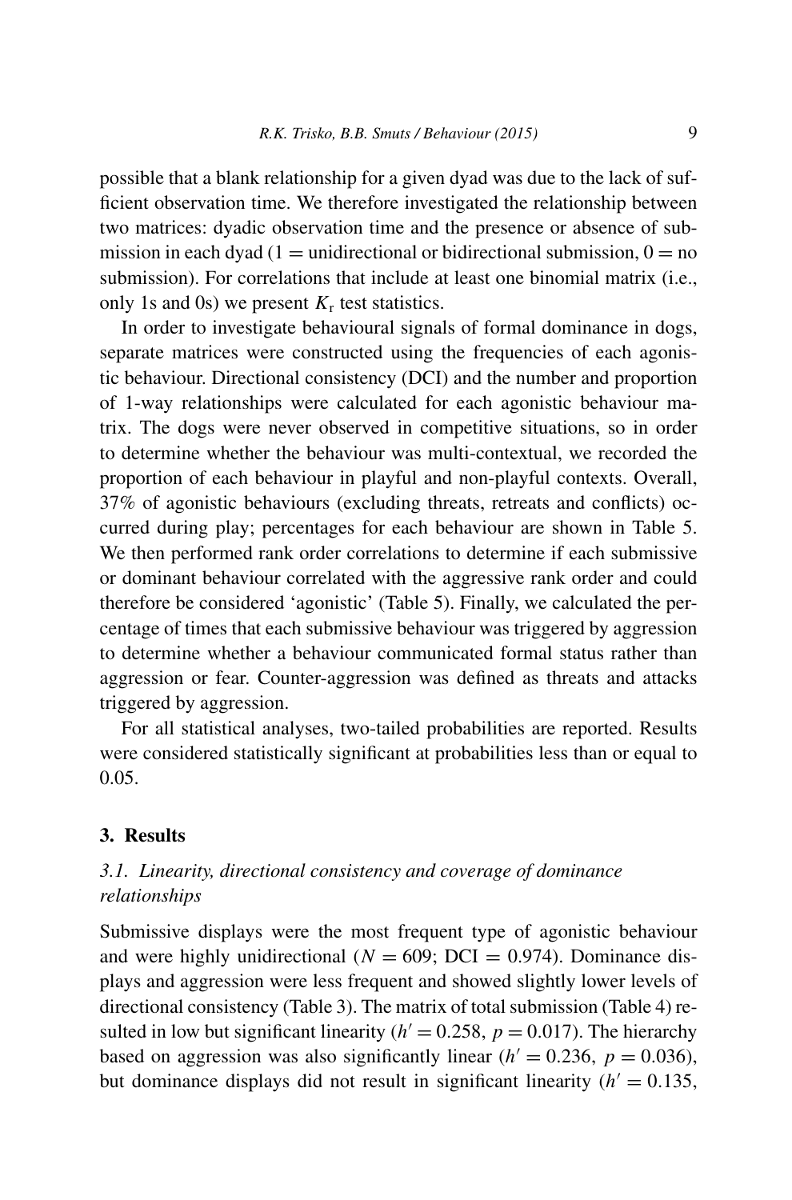possible that a blank relationship for a given dyad was due to the lack of sufficient observation time. We therefore investigated the relationship between two matrices: dyadic observation time and the presence or absence of submission in each dyad (1 = unidirectional or bidirectional submission, 0 = no submission). For correlations that include at least one binomial matrix (i.e., only 1s and 0s) we present $K_r$ test statistics.

In order to investigate behavioural signals of formal dominance in dogs, separate matrices were constructed using the frequencies of each agonistic behaviour. Directional consistency (DCI) and the number and proportion of 1-way relationships were calculated for each agonistic behaviour matrix. The dogs were never observed in competitive situations, so in order to determine whether the behaviour was multi-contextual, we recorded the proportion of each behaviour in playful and non-playful contexts. Overall, 37% of agonistic behaviours (excluding threats, retreats and conflicts) occurred during play; percentages for each behaviour are shown in Table 5. We then performed rank order correlations to determine if each submissive or dominant behaviour correlated with the aggressive rank order and could therefore be considered 'agonistic' (Table 5). Finally, we calculated the percentage of times that each submissive behaviour was triggered by aggression to determine whether a behaviour communicated formal status rather than aggression or fear. Counter-aggression was defined as threats and attacks triggered by aggression.

For all statistical analyses, two-tailed probabilities are reported. Results were considered statistically significant at probabilities less than or equal to 0.05.

## 3. Results

### *3.1. Linearity, directional consistency and coverage of dominance relationships*

Submissive displays were the most frequent type of agonistic behaviour and were highly unidirectional ($N = 609$; DCI = 0.974). Dominance displays and aggression were less frequent and showed slightly lower levels of directional consistency (Table 3). The matrix of total submission (Table 4) resulted in low but significant linearity ($h' = 0.258,\ p = 0.017$). The hierarchy based on aggression was also significantly linear ($h' = 0.236,\ p = 0.036$), but dominance displays did not result in significant linearity ($h' = 0.135$,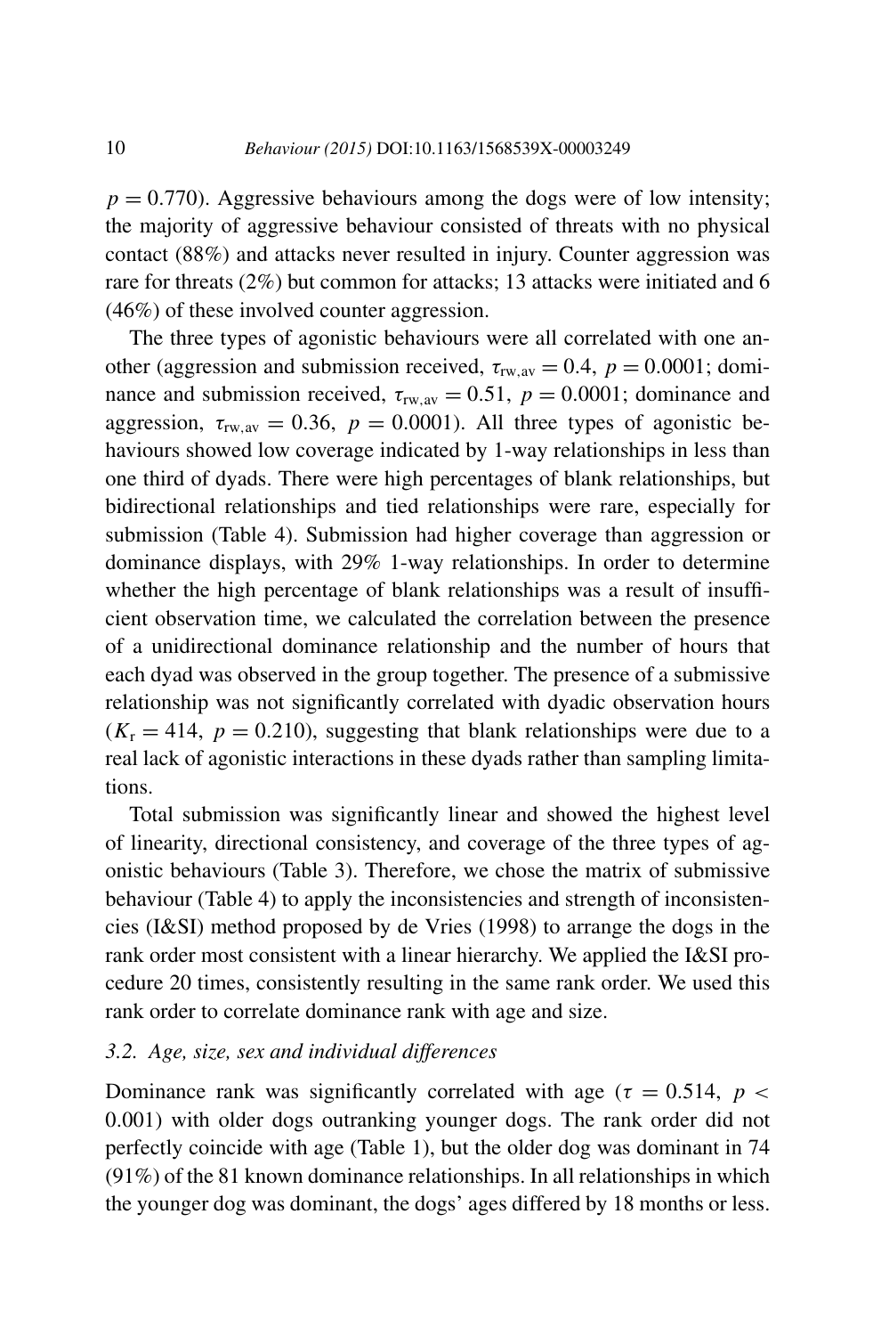$p = 0.770$). Aggressive behaviours among the dogs were of low intensity; the majority of aggressive behaviour consisted of threats with no physical contact (88%) and attacks never resulted in injury. Counter aggression was rare for threats (2%) but common for attacks; 13 attacks were initiated and 6 (46%) of these involved counter aggression.

The three types of agonistic behaviours were all correlated with one another (aggression and submission received, $\tau_{rw,av} = 0.4$, $p = 0.0001$; dominance and submission received, $\tau_{rw,av} = 0.51$, $p = 0.0001$; dominance and aggression, $\tau_{rw,av} = 0.36$, $p = 0.0001$). All three types of agonistic behaviours showed low coverage indicated by 1-way relationships in less than one third of dyads. There were high percentages of blank relationships, but bidirectional relationships and tied relationships were rare, especially for submission (Table 4). Submission had higher coverage than aggression or dominance displays, with 29% 1-way relationships. In order to determine whether the high percentage of blank relationships was a result of insufficient observation time, we calculated the correlation between the presence of a unidirectional dominance relationship and the number of hours that each dyad was observed in the group together. The presence of a submissive relationship was not significantly correlated with dyadic observation hours ($K_r = 414$, $p = 0.210$), suggesting that blank relationships were due to a real lack of agonistic interactions in these dyads rather than sampling limitations.

Total submission was significantly linear and showed the highest level of linearity, directional consistency, and coverage of the three types of agonistic behaviours (Table 3). Therefore, we chose the matrix of submissive behaviour (Table 4) to apply the inconsistencies and strength of inconsistencies (I&SI) method proposed by de Vries (1998) to arrange the dogs in the rank order most consistent with a linear hierarchy. We applied the I&SI procedure 20 times, consistently resulting in the same rank order. We used this rank order to correlate dominance rank with age and size.

### 3.2. *Age, size, sex and individual differences*

Dominance rank was significantly correlated with age ($\tau = 0.514$, $p < 0.001$) with older dogs outranking younger dogs. The rank order did not perfectly coincide with age (Table 1), but the older dog was dominant in 74 (91%) of the 81 known dominance relationships. In all relationships in which the younger dog was dominant, the dogs' ages differed by 18 months or less.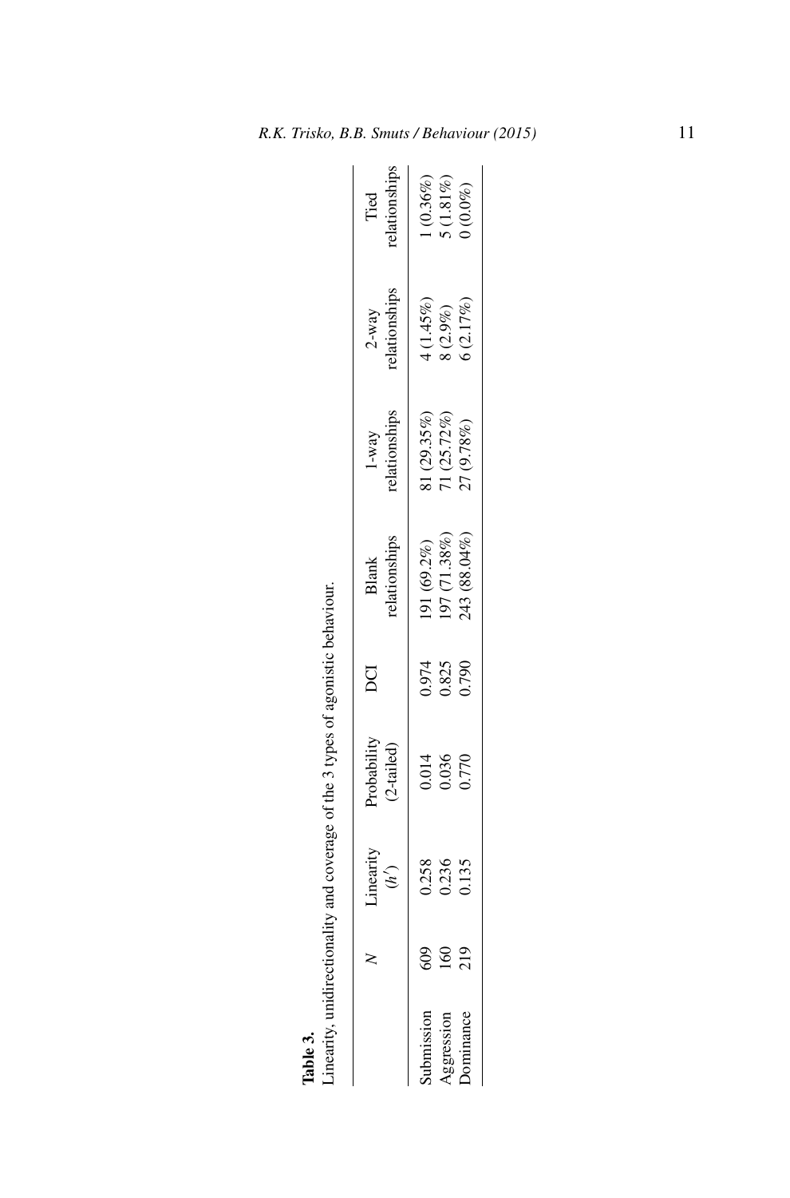**Table 3.**
Linearity, unidirectionality and coverage of the 3 types of agonistic behaviour.

| | $N$ | Linearity ($h'$) | Probability (2-tailed) | DCI | Blank relationships | 1-way relationships | 2-way relationships | Tied relationships |
|---|---|---|---|---|---|---|---|---|
| Submission | 609 | 0.258 | 0.014 | 0.974 | 191 (69.2%) | 81 (29.35%) | 4 (1.45%) | 1 (0.36%) |
| Aggression | 160 | 0.236 | 0.036 | 0.825 | 197 (71.38%) | 71 (25.72%) | 8 (2.9%) | 5 (1.81%) |
| Dominance | 219 | 0.135 | 0.770 | 0.790 | 243 (88.04%) | 27 (9.78%) | 6 (2.17%) | 0 (0.0%) |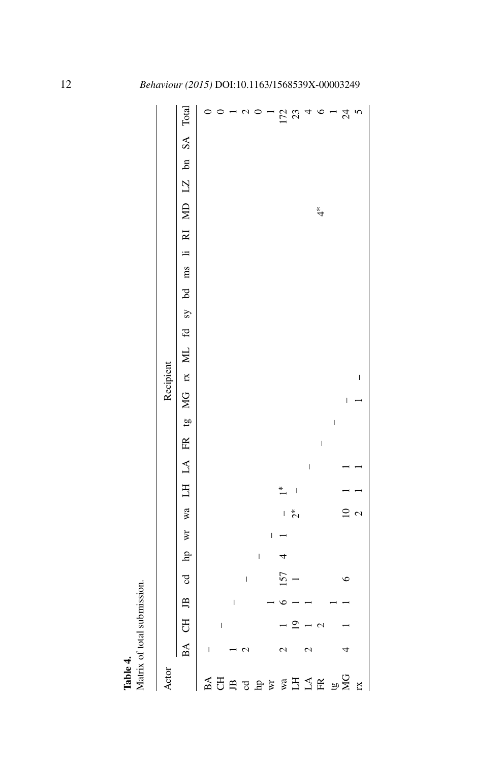**Table 4.**
Matrix of total submission.

| Actor | Recipient | | | | | | | | | | | | | | | | | | | | | | | | |
|---|---|---|---|---|---|---|---|---|---|---|---|---|---|---|---|---|---|---|---|---|---|---|---|---|---|
| | BA | CH | JB | cd | hp | wr | wa | LH | LA | FR | tg | MG | rx | ML | fd | sy | bd | ms | li | RI | MD | LZ | bn | SA | Total |
| BA | – | | | | | | | | | | | | | | | | | | | | | | | | 0 |
| CH | | – | | | | | | | | | | | | | | | | | | | | | | | 0 |
| JB | 1 | | – | | | | | | | | | | | | | | | | | | | | | | 1 |
| cd | 2 | | | – | | | | | | | | | | | | | | | | | | | | | 2 |
| hp | | | | | – | | | | | | | | | | | | | | | | | | | | 0 |
| wr | | | 1 | | | – | | | | | | | | | | | | | | | | | | | 1 |
| wa | 2 | 1 | 6 | 157 | 4 | 1 | – | 1* | | | | | | | | | | | | | | | | | 172 |
| LH | | 19 | 1 | 1 | | | 2* | – | | | | | | | | | | | | | | | | | 23 |
| LA | 2 | 1 | 1 | | | | | | – | | | | | | | | | | | | | | | | 4 |
| FR | | 2 | | | | | | | | – | | | | | | | | | | | 4* | | | | 6 |
| tg | | | 1 | | | | | | | | – | | | | | | | | | | | | | | 1 |
| MG | 4 | 1 | 1 | 6 | | | 10 | 1 | 1 | | | – | | | | | | | | | | | | | 24 |
| rx | | | | | | | 2 | 1 | 1 | | | 1 | – | | | | | | | | | | | | 5 |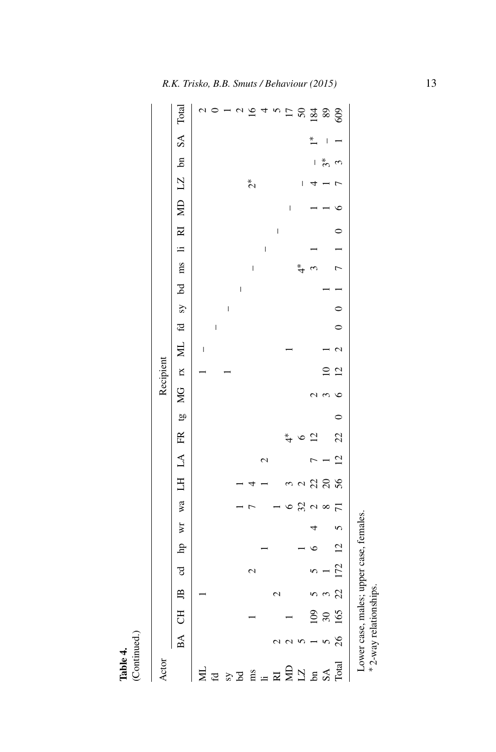**Table 4.**
(Continued.)

| Actor | Recipient | | | | | | | | | | | | | | | | | | | | | | | | |
|---|---|---|---|---|---|---|---|---|---|---|---|---|---|---|---|---|---|---|---|---|---|---|---|---|---|
| | BA | CH | JB | cd | hp | wr | wa | LH | LA | FR | tg | MG | rx | ML | fd | sy | bd | ms | li | RI | MD | LZ | bn | SA | Total |
| ML | | | 1 | | | | | | | | | | 1 | – | | | | | | | | | | | 2 |
| fd | | | | | | | | | | | | | | | – | | | | | | | | | | 0 |
| sy | | | | | | | | | | | | | 1 | | | – | | | | | | | | | 1 |
| bd | | | | | | | 1 | 1 | | | | | | | | | – | | | | | | | | 2 |
| ms | | 1 | | 2 | | | 7 | 4 | | | | | | | | | | – | | | | 2* | | | 16 |
| li | | | | | 1 | | | 1 | 2 | | | | | | | | | | – | | | | | | 4 |
| RI | 2 | | 2 | | | | 1 | | | | | | | | | | | | | – | | | | | 5 |
| MD | 2 | 1 | | | | | 6 | 3 | | 4* | | | | 1 | | | | | | | – | | | | 17 |
| LZ | 5 | | | | 1 | | 32 | 2 | | 6 | | | | | | | | 4* | | | | – | | | 50 |
| bn | 1 | 109 | 5 | 5 | 6 | 4 | 2 | 22 | 7 | 12 | | 2 | | | | | | 3 | 1 | | 1 | 4 | – | 1* | 184 |
| SA | 5 | 30 | 3 | 1 | | | 8 | 20 | 1 | | | 3 | 10 | 1 | | | 1 | | | | 1 | 1 | 3* | – | 89 |
| Total | 26 | 165 | 22 | 172 | 12 | 5 | 71 | 56 | 12 | 22 | 0 | 6 | 12 | 2 | 0 | 0 | 1 | 7 | 1 | 0 | 6 | 7 | 3 | 1 | 609 |

Lower case, males; upper case, females.
\* 2-way relationships.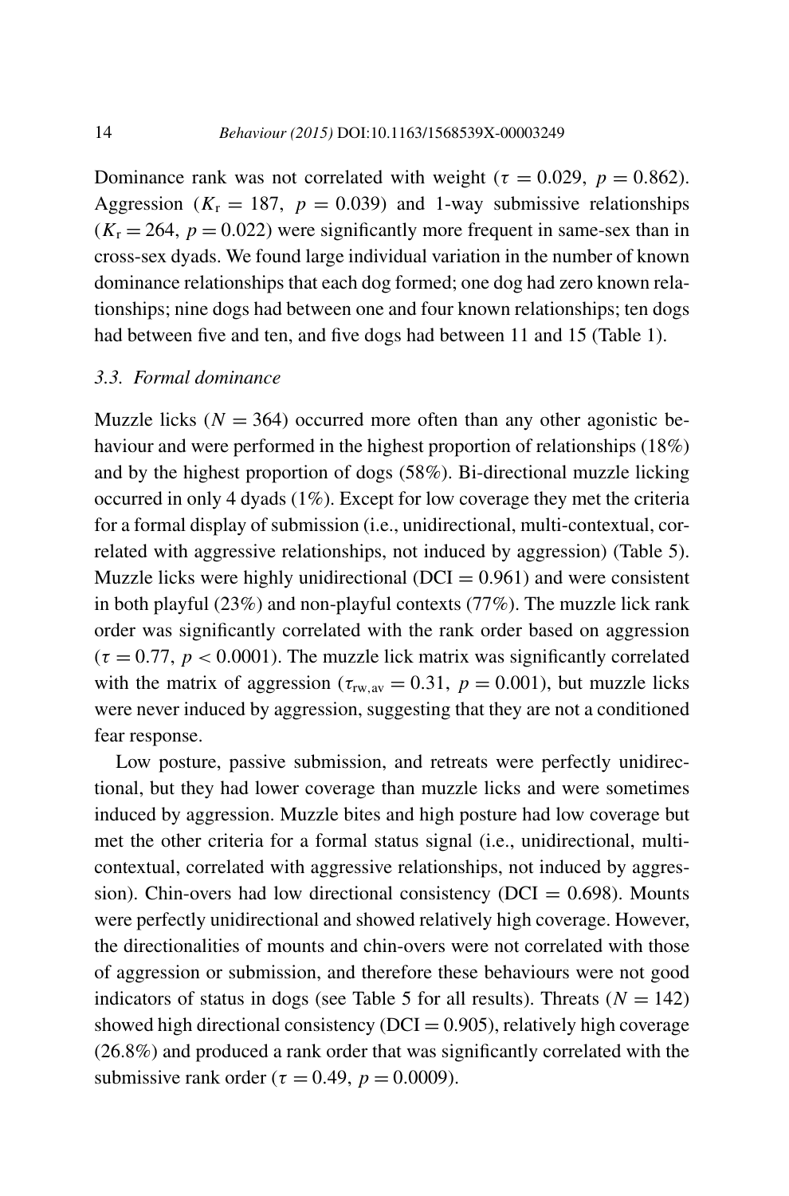Dominance rank was not correlated with weight ($\tau = 0.029$, $p = 0.862$). Aggression ($K_r = 187$, $p = 0.039$) and 1-way submissive relationships ($K_r = 264$, $p = 0.022$) were significantly more frequent in same-sex than in cross-sex dyads. We found large individual variation in the number of known dominance relationships that each dog formed; one dog had zero known relationships; nine dogs had between one and four known relationships; ten dogs had between five and ten, and five dogs had between 11 and 15 (Table 1).

### 3.3. Formal dominance

Muzzle licks ($N = 364$) occurred more often than any other agonistic behaviour and were performed in the highest proportion of relationships (18%) and by the highest proportion of dogs (58%). Bi-directional muzzle licking occurred in only 4 dyads (1%). Except for low coverage they met the criteria for a formal display of submission (i.e., unidirectional, multi-contextual, correlated with aggressive relationships, not induced by aggression) (Table 5). Muzzle licks were highly unidirectional (DCI = 0.961) and were consistent in both playful (23%) and non-playful contexts (77%). The muzzle lick rank order was significantly correlated with the rank order based on aggression ($\tau = 0.77$, $p < 0.0001$). The muzzle lick matrix was significantly correlated with the matrix of aggression ($\tau_{rw,av} = 0.31$, $p = 0.001$), but muzzle licks were never induced by aggression, suggesting that they are not a conditioned fear response.

Low posture, passive submission, and retreats were perfectly unidirectional, but they had lower coverage than muzzle licks and were sometimes induced by aggression. Muzzle bites and high posture had low coverage but met the other criteria for a formal status signal (i.e., unidirectional, multi-contextual, correlated with aggressive relationships, not induced by aggression). Chin-overs had low directional consistency (DCI = 0.698). Mounts were perfectly unidirectional and showed relatively high coverage. However, the directionalities of mounts and chin-overs were not correlated with those of aggression or submission, and therefore these behaviours were not good indicators of status in dogs (see Table 5 for all results). Threats ($N = 142$) showed high directional consistency (DCI = 0.905), relatively high coverage (26.8%) and produced a rank order that was significantly correlated with the submissive rank order ($\tau = 0.49$, $p = 0.0009$).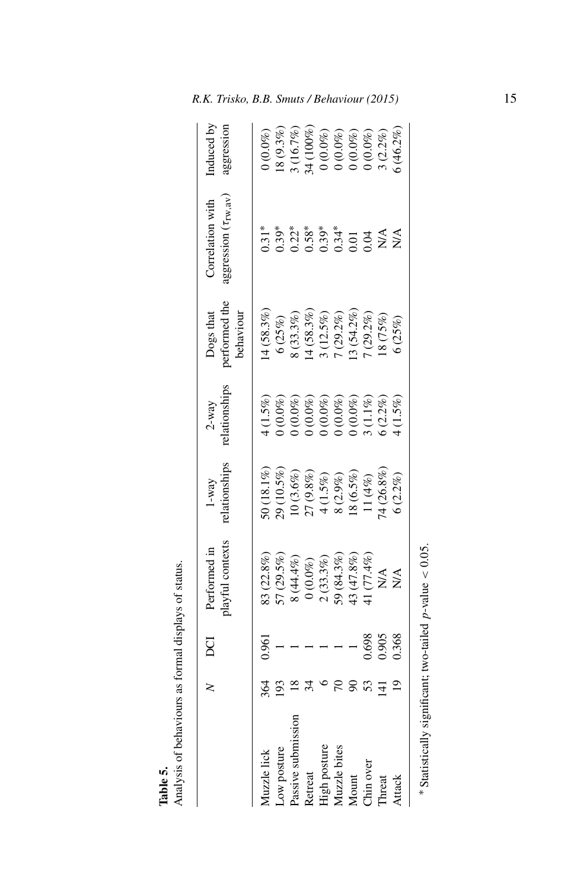**Table 5.**
Analysis of behaviours as formal displays of status.

| | $N$ | DCI | Performed in playful contexts | 1-way relationships | 2-way relationships | Dogs that performed the behaviour | Correlation with aggression ($\tau_{\mathrm{rw,av}}$) | Induced by aggression |
|---|---|---|---|---|---|---|---|---|
| Muzzle lick | 364 | 0.961 | 83 (22.8%) | 50 (18.1%) | 4 (1.5%) | 14 (58.3%) | 0.31* | 0 (0.0%) |
| Low posture | 193 | 1 | 57 (29.5%) | 29 (10.5%) | 0 (0.0%) | 6 (25%) | 0.39* | 18 (9.3%) |
| Passive submission | 18 | 1 | 8 (44.4%) | 10 (3.6%) | 0 (0.0%) | 8 (33.3%) | 0.22* | 3 (16.7%) |
| Retreat | 34 | 1 | 0 (0.0%) | 27 (9.8%) | 0 (0.0%) | 14 (58.3%) | 0.58* | 34 (100%) |
| High posture | 6 | 1 | 2 (33.3%) | 4 (1.5%) | 0 (0.0%) | 3 (12.5%) | 0.39* | 0 (0.0%) |
| Muzzle bites | 70 | 1 | 59 (84.3%) | 8 (2.9%) | 0 (0.0%) | 7 (29.2%) | 0.34* | 0 (0.0%) |
| Mount | 90 | 1 | 43 (47.8%) | 18 (6.5%) | 0 (0.0%) | 13 (54.2%) | 0.01 | 0 (0.0%) |
| Chin over | 53 | 0.698 | 41 (77.4%) | 11 (4%) | 3 (1.1%) | 7 (29.2%) | 0.04 | 0 (0.0%) |
| Threat | 141 | 0.905 | N/A | 74 (26.8%) | 6 (2.2%) | 18 (75%) | N/A | 3 (2.2%) |
| Attack | 19 | 0.368 | N/A | 6 (2.2%) | 4 (1.5%) | 6 (25%) | N/A | 6 (46.2%) |

* Statistically significant; two-tailed $p$-value $< 0.05$.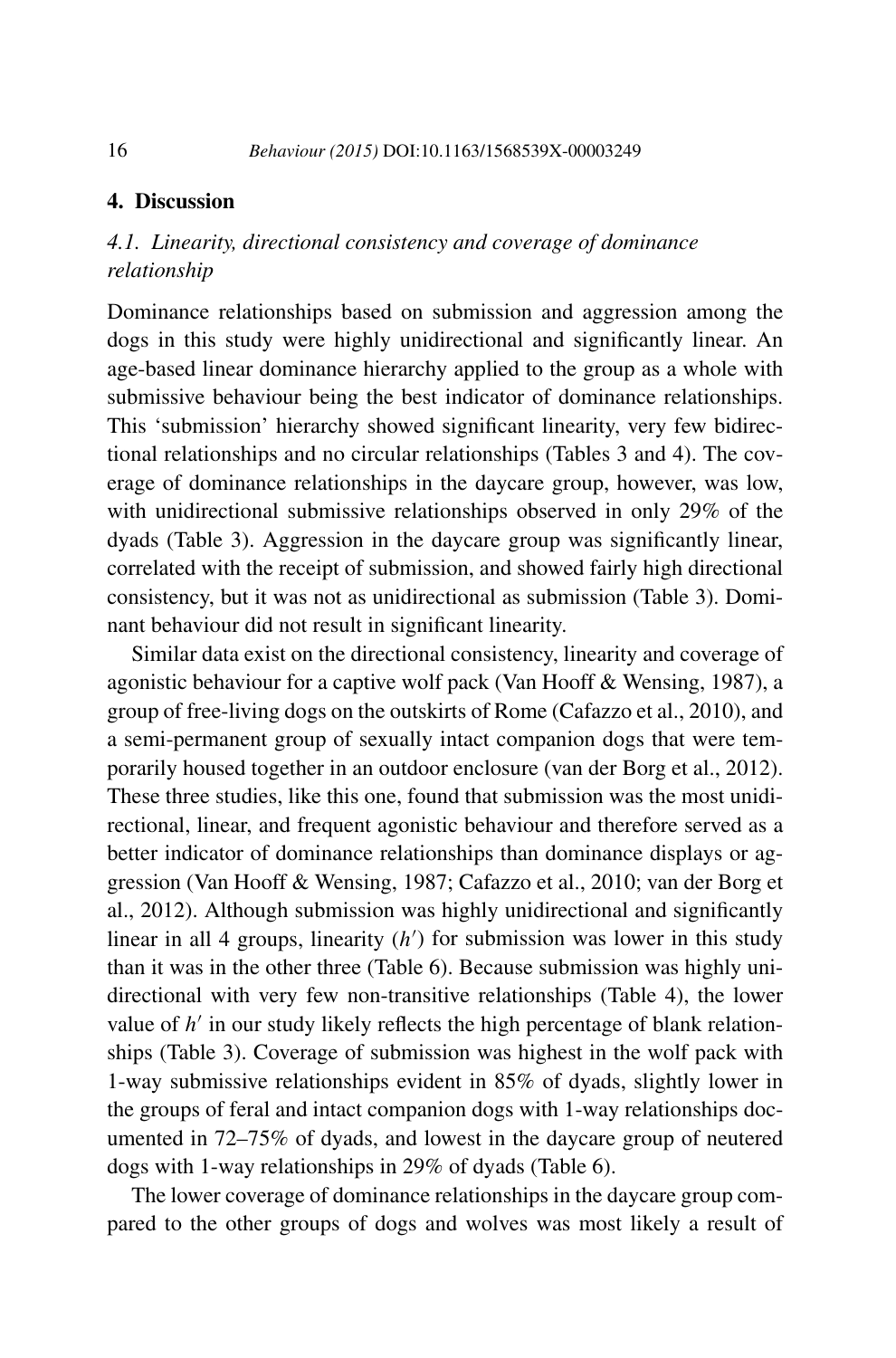## 4. Discussion

### *4.1. Linearity, directional consistency and coverage of dominance relationship*

Dominance relationships based on submission and aggression among the dogs in this study were highly unidirectional and significantly linear. An age-based linear dominance hierarchy applied to the group as a whole with submissive behaviour being the best indicator of dominance relationships. This 'submission' hierarchy showed significant linearity, very few bidirectional relationships and no circular relationships (Tables 3 and 4). The coverage of dominance relationships in the daycare group, however, was low, with unidirectional submissive relationships observed in only 29% of the dyads (Table 3). Aggression in the daycare group was significantly linear, correlated with the receipt of submission, and showed fairly high directional consistency, but it was not as unidirectional as submission (Table 3). Dominant behaviour did not result in significant linearity.

Similar data exist on the directional consistency, linearity and coverage of agonistic behaviour for a captive wolf pack (Van Hooff & Wensing, 1987), a group of free-living dogs on the outskirts of Rome (Cafazzo et al., 2010), and a semi-permanent group of sexually intact companion dogs that were temporarily housed together in an outdoor enclosure (van der Borg et al., 2012). These three studies, like this one, found that submission was the most unidirectional, linear, and frequent agonistic behaviour and therefore served as a better indicator of dominance relationships than dominance displays or aggression (Van Hooff & Wensing, 1987; Cafazzo et al., 2010; van der Borg et al., 2012). Although submission was highly unidirectional and significantly linear in all 4 groups, linearity ($h'$) for submission was lower in this study than it was in the other three (Table 6). Because submission was highly unidirectional with very few non-transitive relationships (Table 4), the lower value of $h'$ in our study likely reflects the high percentage of blank relationships (Table 3). Coverage of submission was highest in the wolf pack with 1-way submissive relationships evident in 85% of dyads, slightly lower in the groups of feral and intact companion dogs with 1-way relationships documented in 72–75% of dyads, and lowest in the daycare group of neutered dogs with 1-way relationships in 29% of dyads (Table 6).

The lower coverage of dominance relationships in the daycare group compared to the other groups of dogs and wolves was most likely a result of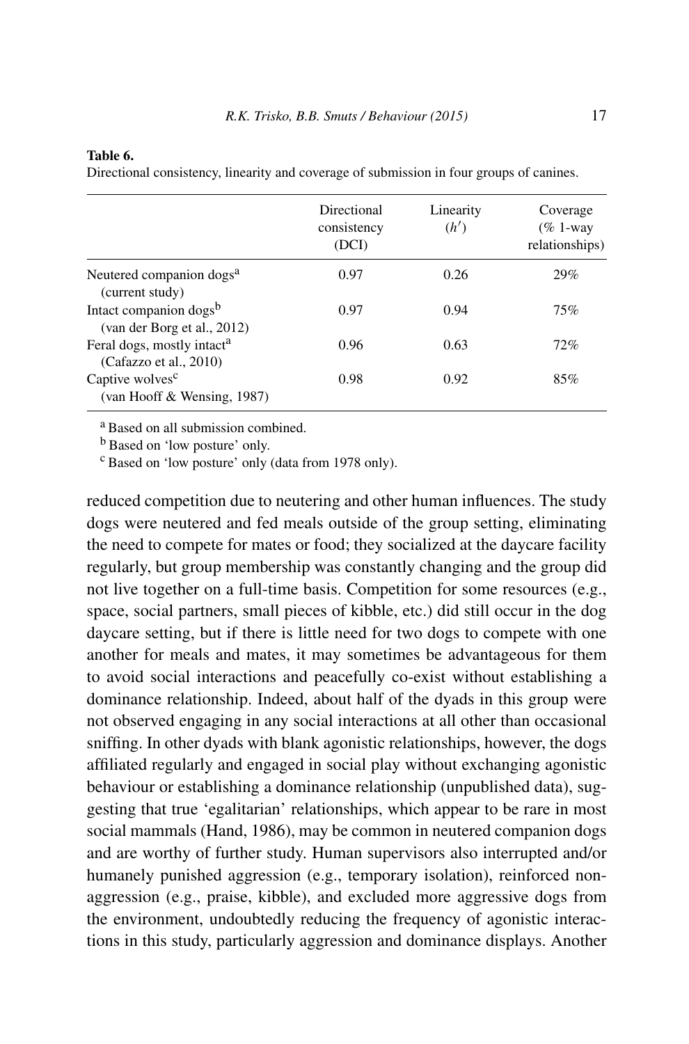**Table 6.**
Directional consistency, linearity and coverage of submission in four groups of canines.

| | Directional consistency (DCI) | Linearity ($h'$) | Coverage (% 1-way relationships) |
|---|---|---|---|
| Neutered companion dogs[a] (current study) | 0.97 | 0.26 | 29% |
| Intact companion dogs[b] (van der Borg et al., 2012) | 0.97 | 0.94 | 75% |
| Feral dogs, mostly intact[a] (Cafazzo et al., 2010) | 0.96 | 0.63 | 72% |
| Captive wolves[c] (van Hooff & Wensing, 1987) | 0.98 | 0.92 | 85% |

[a] Based on all submission combined.
[b] Based on 'low posture' only.
[c] Based on 'low posture' only (data from 1978 only).

reduced competition due to neutering and other human influences. The study dogs were neutered and fed meals outside of the group setting, eliminating the need to compete for mates or food; they socialized at the daycare facility regularly, but group membership was constantly changing and the group did not live together on a full-time basis. Competition for some resources (e.g., space, social partners, small pieces of kibble, etc.) did still occur in the dog daycare setting, but if there is little need for two dogs to compete with one another for meals and mates, it may sometimes be advantageous for them to avoid social interactions and peacefully co-exist without establishing a dominance relationship. Indeed, about half of the dyads in this group were not observed engaging in any social interactions at all other than occasional sniffing. In other dyads with blank agonistic relationships, however, the dogs affiliated regularly and engaged in social play without exchanging agonistic behaviour or establishing a dominance relationship (unpublished data), suggesting that true 'egalitarian' relationships, which appear to be rare in most social mammals (Hand, 1986), may be common in neutered companion dogs and are worthy of further study. Human supervisors also interrupted and/or humanely punished aggression (e.g., temporary isolation), reinforced non-aggression (e.g., praise, kibble), and excluded more aggressive dogs from the environment, undoubtedly reducing the frequency of agonistic interactions in this study, particularly aggression and dominance displays. Another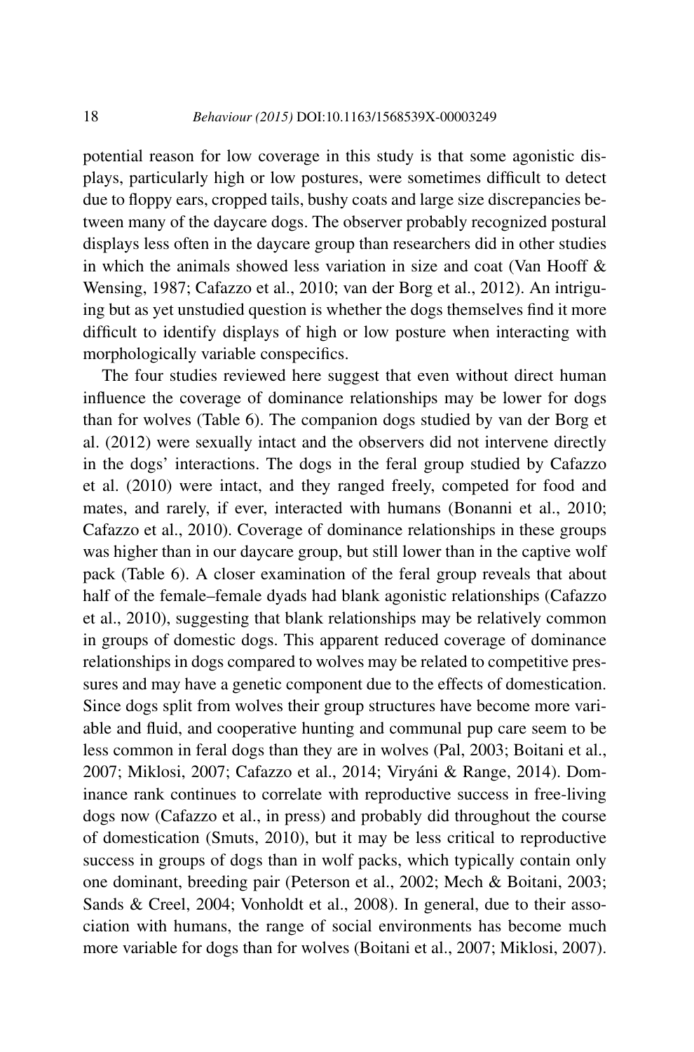potential reason for low coverage in this study is that some agonistic displays, particularly high or low postures, were sometimes difficult to detect due to floppy ears, cropped tails, bushy coats and large size discrepancies between many of the daycare dogs. The observer probably recognized postural displays less often in the daycare group than researchers did in other studies in which the animals showed less variation in size and coat (Van Hooff & Wensing, 1987; Cafazzo et al., 2010; van der Borg et al., 2012). An intriguing but as yet unstudied question is whether the dogs themselves find it more difficult to identify displays of high or low posture when interacting with morphologically variable conspecifics.

The four studies reviewed here suggest that even without direct human influence the coverage of dominance relationships may be lower for dogs than for wolves (Table 6). The companion dogs studied by van der Borg et al. (2012) were sexually intact and the observers did not intervene directly in the dogs' interactions. The dogs in the feral group studied by Cafazzo et al. (2010) were intact, and they ranged freely, competed for food and mates, and rarely, if ever, interacted with humans (Bonanni et al., 2010; Cafazzo et al., 2010). Coverage of dominance relationships in these groups was higher than in our daycare group, but still lower than in the captive wolf pack (Table 6). A closer examination of the feral group reveals that about half of the female–female dyads had blank agonistic relationships (Cafazzo et al., 2010), suggesting that blank relationships may be relatively common in groups of domestic dogs. This apparent reduced coverage of dominance relationships in dogs compared to wolves may be related to competitive pressures and may have a genetic component due to the effects of domestication. Since dogs split from wolves their group structures have become more variable and fluid, and cooperative hunting and communal pup care seem to be less common in feral dogs than they are in wolves (Pal, 2003; Boitani et al., 2007; Miklosi, 2007; Cafazzo et al., 2014; Viryáni & Range, 2014). Dominance rank continues to correlate with reproductive success in free-living dogs now (Cafazzo et al., in press) and probably did throughout the course of domestication (Smuts, 2010), but it may be less critical to reproductive success in groups of dogs than in wolf packs, which typically contain only one dominant, breeding pair (Peterson et al., 2002; Mech & Boitani, 2003; Sands & Creel, 2004; Vonholdt et al., 2008). In general, due to their association with humans, the range of social environments has become much more variable for dogs than for wolves (Boitani et al., 2007; Miklosi, 2007).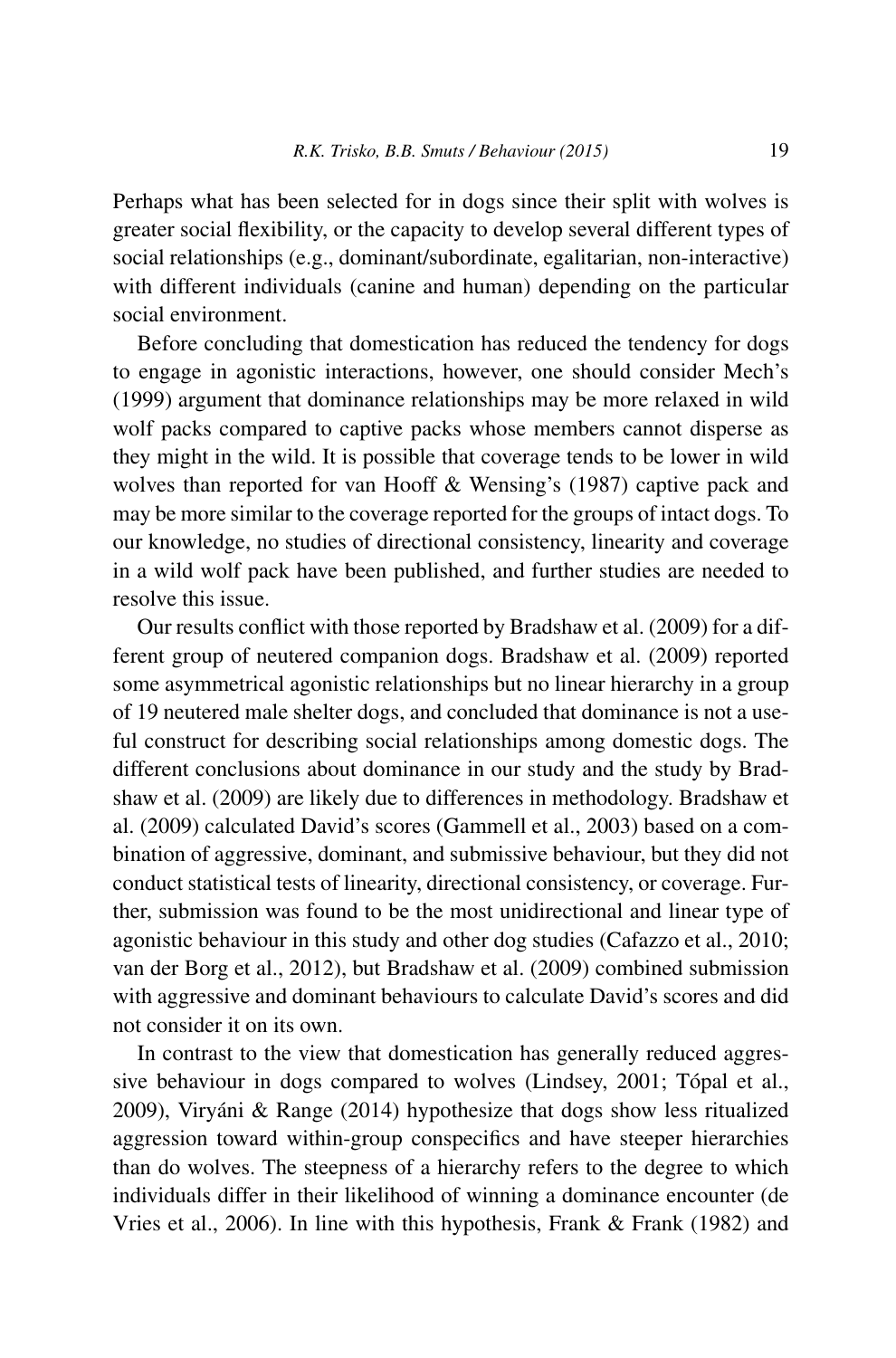Perhaps what has been selected for in dogs since their split with wolves is greater social flexibility, or the capacity to develop several different types of social relationships (e.g., dominant/subordinate, egalitarian, non-interactive) with different individuals (canine and human) depending on the particular social environment.

Before concluding that domestication has reduced the tendency for dogs to engage in agonistic interactions, however, one should consider Mech's (1999) argument that dominance relationships may be more relaxed in wild wolf packs compared to captive packs whose members cannot disperse as they might in the wild. It is possible that coverage tends to be lower in wild wolves than reported for van Hooff & Wensing's (1987) captive pack and may be more similar to the coverage reported for the groups of intact dogs. To our knowledge, no studies of directional consistency, linearity and coverage in a wild wolf pack have been published, and further studies are needed to resolve this issue.

Our results conflict with those reported by Bradshaw et al. (2009) for a different group of neutered companion dogs. Bradshaw et al. (2009) reported some asymmetrical agonistic relationships but no linear hierarchy in a group of 19 neutered male shelter dogs, and concluded that dominance is not a useful construct for describing social relationships among domestic dogs. The different conclusions about dominance in our study and the study by Bradshaw et al. (2009) are likely due to differences in methodology. Bradshaw et al. (2009) calculated David's scores (Gammell et al., 2003) based on a combination of aggressive, dominant, and submissive behaviour, but they did not conduct statistical tests of linearity, directional consistency, or coverage. Further, submission was found to be the most unidirectional and linear type of agonistic behaviour in this study and other dog studies (Cafazzo et al., 2010; van der Borg et al., 2012), but Bradshaw et al. (2009) combined submission with aggressive and dominant behaviours to calculate David's scores and did not consider it on its own.

In contrast to the view that domestication has generally reduced aggressive behaviour in dogs compared to wolves (Lindsey, 2001; Tópal et al., 2009), Viryáni & Range (2014) hypothesize that dogs show less ritualized aggression toward within-group conspecifics and have steeper hierarchies than do wolves. The steepness of a hierarchy refers to the degree to which individuals differ in their likelihood of winning a dominance encounter (de Vries et al., 2006). In line with this hypothesis, Frank & Frank (1982) and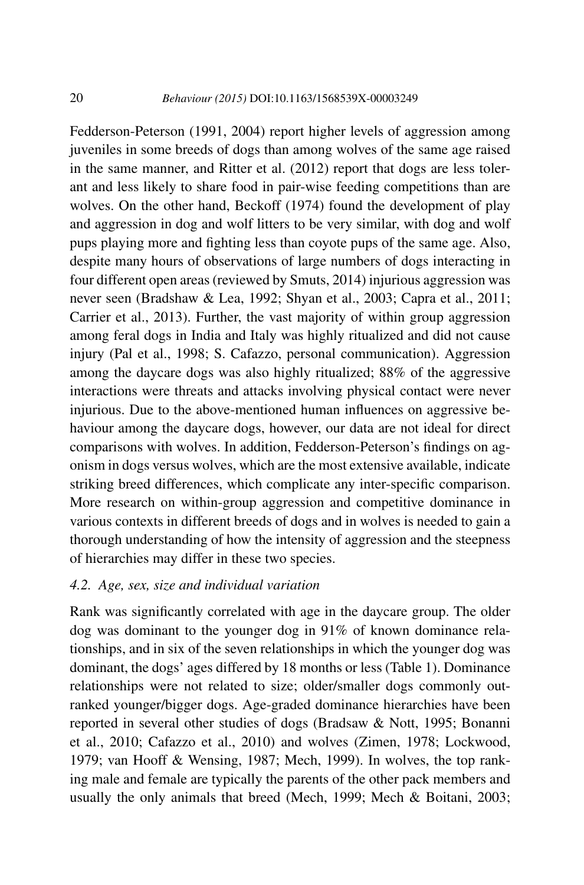Fedderson-Peterson (1991, 2004) report higher levels of aggression among juveniles in some breeds of dogs than among wolves of the same age raised in the same manner, and Ritter et al. (2012) report that dogs are less tolerant and less likely to share food in pair-wise feeding competitions than are wolves. On the other hand, Beckoff (1974) found the development of play and aggression in dog and wolf litters to be very similar, with dog and wolf pups playing more and fighting less than coyote pups of the same age. Also, despite many hours of observations of large numbers of dogs interacting in four different open areas (reviewed by Smuts, 2014) injurious aggression was never seen (Bradshaw & Lea, 1992; Shyan et al., 2003; Capra et al., 2011; Carrier et al., 2013). Further, the vast majority of within group aggression among feral dogs in India and Italy was highly ritualized and did not cause injury (Pal et al., 1998; S. Cafazzo, personal communication). Aggression among the daycare dogs was also highly ritualized; 88% of the aggressive interactions were threats and attacks involving physical contact were never injurious. Due to the above-mentioned human influences on aggressive behaviour among the daycare dogs, however, our data are not ideal for direct comparisons with wolves. In addition, Fedderson-Peterson's findings on agonism in dogs versus wolves, which are the most extensive available, indicate striking breed differences, which complicate any inter-specific comparison. More research on within-group aggression and competitive dominance in various contexts in different breeds of dogs and in wolves is needed to gain a thorough understanding of how the intensity of aggression and the steepness of hierarchies may differ in these two species.

### *4.2. Age, sex, size and individual variation*

Rank was significantly correlated with age in the daycare group. The older dog was dominant to the younger dog in 91% of known dominance relationships, and in six of the seven relationships in which the younger dog was dominant, the dogs' ages differed by 18 months or less (Table 1). Dominance relationships were not related to size; older/smaller dogs commonly outranked younger/bigger dogs. Age-graded dominance hierarchies have been reported in several other studies of dogs (Bradsaw & Nott, 1995; Bonanni et al., 2010; Cafazzo et al., 2010) and wolves (Zimen, 1978; Lockwood, 1979; van Hooff & Wensing, 1987; Mech, 1999). In wolves, the top ranking male and female are typically the parents of the other pack members and usually the only animals that breed (Mech, 1999; Mech & Boitani, 2003;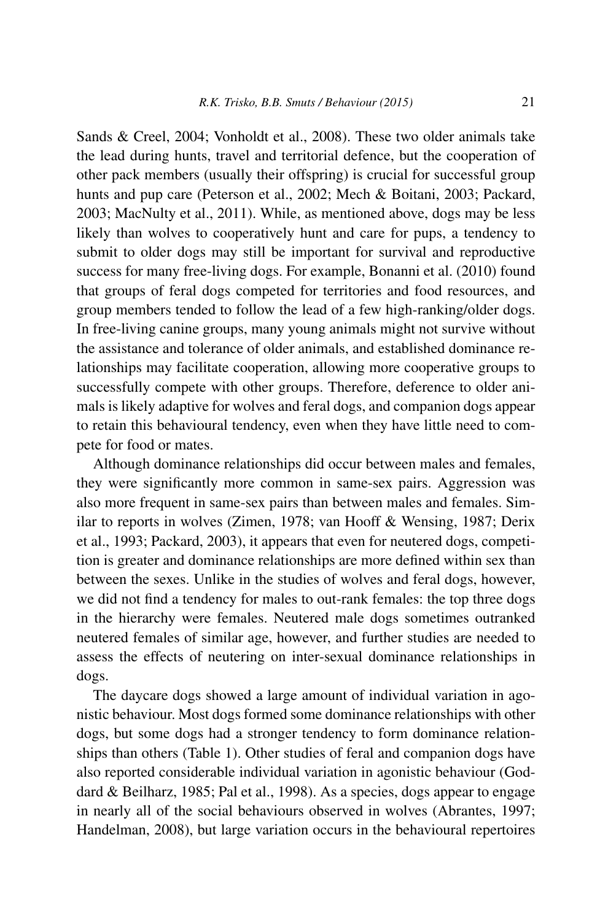Sands & Creel, 2004; Vonholdt et al., 2008). These two older animals take the lead during hunts, travel and territorial defence, but the cooperation of other pack members (usually their offspring) is crucial for successful group hunts and pup care (Peterson et al., 2002; Mech & Boitani, 2003; Packard, 2003; MacNulty et al., 2011). While, as mentioned above, dogs may be less likely than wolves to cooperatively hunt and care for pups, a tendency to submit to older dogs may still be important for survival and reproductive success for many free-living dogs. For example, Bonanni et al. (2010) found that groups of feral dogs competed for territories and food resources, and group members tended to follow the lead of a few high-ranking/older dogs. In free-living canine groups, many young animals might not survive without the assistance and tolerance of older animals, and established dominance relationships may facilitate cooperation, allowing more cooperative groups to successfully compete with other groups. Therefore, deference to older animals is likely adaptive for wolves and feral dogs, and companion dogs appear to retain this behavioural tendency, even when they have little need to compete for food or mates.

Although dominance relationships did occur between males and females, they were significantly more common in same-sex pairs. Aggression was also more frequent in same-sex pairs than between males and females. Similar to reports in wolves (Zimen, 1978; van Hooff & Wensing, 1987; Derix et al., 1993; Packard, 2003), it appears that even for neutered dogs, competition is greater and dominance relationships are more defined within sex than between the sexes. Unlike in the studies of wolves and feral dogs, however, we did not find a tendency for males to out-rank females: the top three dogs in the hierarchy were females. Neutered male dogs sometimes outranked neutered females of similar age, however, and further studies are needed to assess the effects of neutering on inter-sexual dominance relationships in dogs.

The daycare dogs showed a large amount of individual variation in agonistic behaviour. Most dogs formed some dominance relationships with other dogs, but some dogs had a stronger tendency to form dominance relationships than others (Table 1). Other studies of feral and companion dogs have also reported considerable individual variation in agonistic behaviour (Goddard & Beilharz, 1985; Pal et al., 1998). As a species, dogs appear to engage in nearly all of the social behaviours observed in wolves (Abrantes, 1997; Handelman, 2008), but large variation occurs in the behavioural repertoires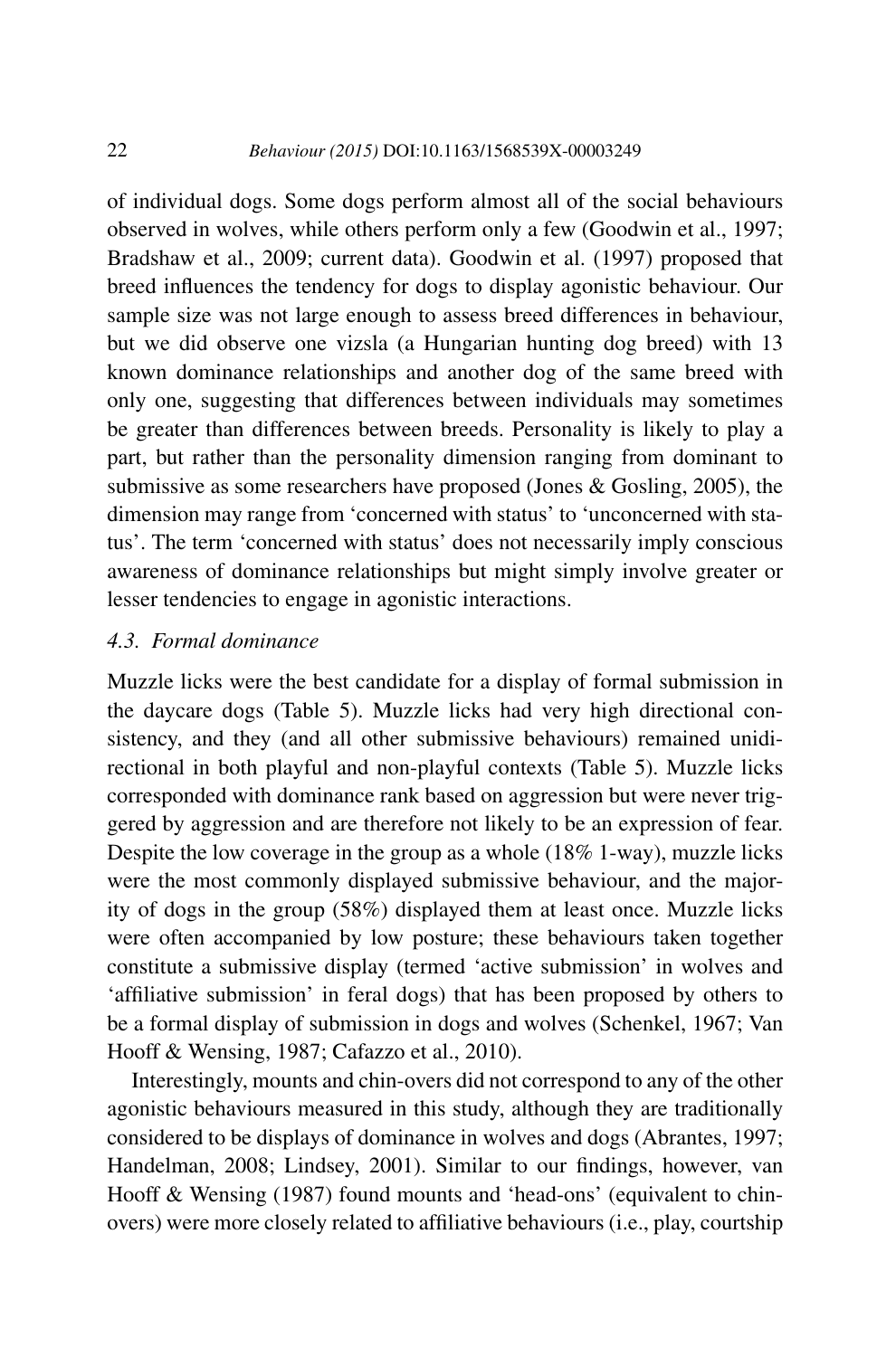of individual dogs. Some dogs perform almost all of the social behaviours observed in wolves, while others perform only a few (Goodwin et al., 1997; Bradshaw et al., 2009; current data). Goodwin et al. (1997) proposed that breed influences the tendency for dogs to display agonistic behaviour. Our sample size was not large enough to assess breed differences in behaviour, but we did observe one vizsla (a Hungarian hunting dog breed) with 13 known dominance relationships and another dog of the same breed with only one, suggesting that differences between individuals may sometimes be greater than differences between breeds. Personality is likely to play a part, but rather than the personality dimension ranging from dominant to submissive as some researchers have proposed (Jones & Gosling, 2005), the dimension may range from 'concerned with status' to 'unconcerned with status'. The term 'concerned with status' does not necessarily imply conscious awareness of dominance relationships but might simply involve greater or lesser tendencies to engage in agonistic interactions.

### *4.3. Formal dominance*

Muzzle licks were the best candidate for a display of formal submission in the daycare dogs (Table 5). Muzzle licks had very high directional consistency, and they (and all other submissive behaviours) remained unidirectional in both playful and non-playful contexts (Table 5). Muzzle licks corresponded with dominance rank based on aggression but were never triggered by aggression and are therefore not likely to be an expression of fear. Despite the low coverage in the group as a whole (18% 1-way), muzzle licks were the most commonly displayed submissive behaviour, and the majority of dogs in the group (58%) displayed them at least once. Muzzle licks were often accompanied by low posture; these behaviours taken together constitute a submissive display (termed 'active submission' in wolves and 'affiliative submission' in feral dogs) that has been proposed by others to be a formal display of submission in dogs and wolves (Schenkel, 1967; Van Hooff & Wensing, 1987; Cafazzo et al., 2010).

Interestingly, mounts and chin-overs did not correspond to any of the other agonistic behaviours measured in this study, although they are traditionally considered to be displays of dominance in wolves and dogs (Abrantes, 1997; Handelman, 2008; Lindsey, 2001). Similar to our findings, however, van Hooff & Wensing (1987) found mounts and 'head-ons' (equivalent to chin-overs) were more closely related to affiliative behaviours (i.e., play, courtship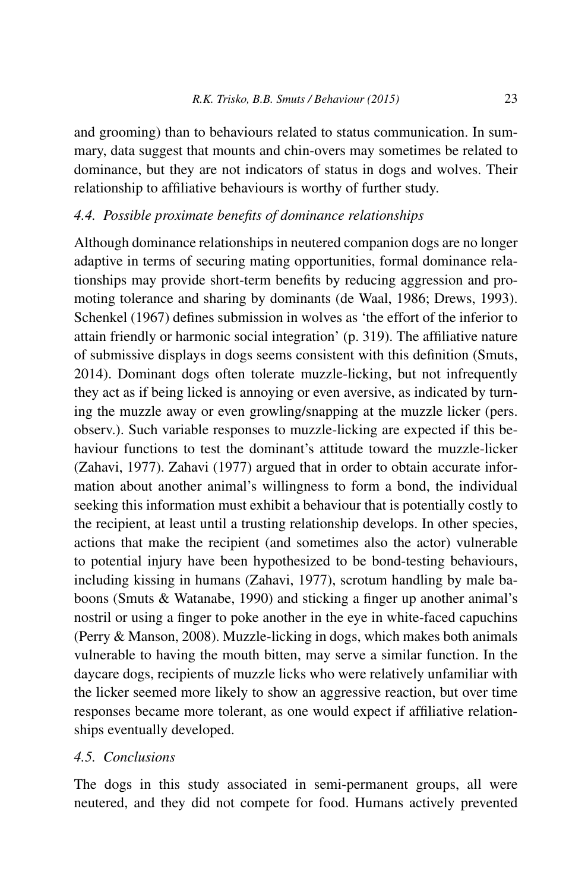and grooming) than to behaviours related to status communication. In summary, data suggest that mounts and chin-overs may sometimes be related to dominance, but they are not indicators of status in dogs and wolves. Their relationship to affiliative behaviours is worthy of further study.

### *4.4. Possible proximate benefits of dominance relationships*

Although dominance relationships in neutered companion dogs are no longer adaptive in terms of securing mating opportunities, formal dominance relationships may provide short-term benefits by reducing aggression and promoting tolerance and sharing by dominants (de Waal, 1986; Drews, 1993). Schenkel (1967) defines submission in wolves as 'the effort of the inferior to attain friendly or harmonic social integration' (p. 319). The affiliative nature of submissive displays in dogs seems consistent with this definition (Smuts, 2014). Dominant dogs often tolerate muzzle-licking, but not infrequently they act as if being licked is annoying or even aversive, as indicated by turning the muzzle away or even growling/snapping at the muzzle licker (pers. observ.). Such variable responses to muzzle-licking are expected if this behaviour functions to test the dominant's attitude toward the muzzle-licker (Zahavi, 1977). Zahavi (1977) argued that in order to obtain accurate information about another animal's willingness to form a bond, the individual seeking this information must exhibit a behaviour that is potentially costly to the recipient, at least until a trusting relationship develops. In other species, actions that make the recipient (and sometimes also the actor) vulnerable to potential injury have been hypothesized to be bond-testing behaviours, including kissing in humans (Zahavi, 1977), scrotum handling by male baboons (Smuts & Watanabe, 1990) and sticking a finger up another animal's nostril or using a finger to poke another in the eye in white-faced capuchins (Perry & Manson, 2008). Muzzle-licking in dogs, which makes both animals vulnerable to having the mouth bitten, may serve a similar function. In the daycare dogs, recipients of muzzle licks who were relatively unfamiliar with the licker seemed more likely to show an aggressive reaction, but over time responses became more tolerant, as one would expect if affiliative relationships eventually developed.

### *4.5. Conclusions*

The dogs in this study associated in semi-permanent groups, all were neutered, and they did not compete for food. Humans actively prevented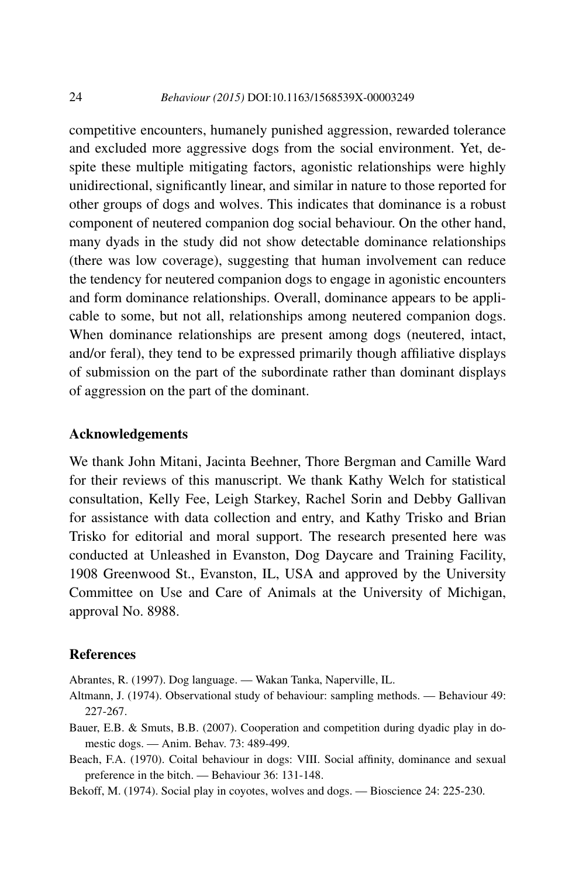competitive encounters, humanely punished aggression, rewarded tolerance and excluded more aggressive dogs from the social environment. Yet, despite these multiple mitigating factors, agonistic relationships were highly unidirectional, significantly linear, and similar in nature to those reported for other groups of dogs and wolves. This indicates that dominance is a robust component of neutered companion dog social behaviour. On the other hand, many dyads in the study did not show detectable dominance relationships (there was low coverage), suggesting that human involvement can reduce the tendency for neutered companion dogs to engage in agonistic encounters and form dominance relationships. Overall, dominance appears to be applicable to some, but not all, relationships among neutered companion dogs. When dominance relationships are present among dogs (neutered, intact, and/or feral), they tend to be expressed primarily though affiliative displays of submission on the part of the subordinate rather than dominant displays of aggression on the part of the dominant.

## Acknowledgements

We thank John Mitani, Jacinta Beehner, Thore Bergman and Camille Ward for their reviews of this manuscript. We thank Kathy Welch for statistical consultation, Kelly Fee, Leigh Starkey, Rachel Sorin and Debby Gallivan for assistance with data collection and entry, and Kathy Trisko and Brian Trisko for editorial and moral support. The research presented here was conducted at Unleashed in Evanston, Dog Daycare and Training Facility, 1908 Greenwood St., Evanston, IL, USA and approved by the University Committee on Use and Care of Animals at the University of Michigan, approval No. 8988.

## References

Abrantes, R. (1997). Dog language. — Wakan Tanka, Naperville, IL.

Altmann, J. (1974). Observational study of behaviour: sampling methods. — Behaviour 49: 227-267.

Bauer, E.B. & Smuts, B.B. (2007). Cooperation and competition during dyadic play in domestic dogs. — Anim. Behav. 73: 489-499.

Beach, F.A. (1970). Coital behaviour in dogs: VIII. Social affinity, dominance and sexual preference in the bitch. — Behaviour 36: 131-148.

Bekoff, M. (1974). Social play in coyotes, wolves and dogs. — Bioscience 24: 225-230.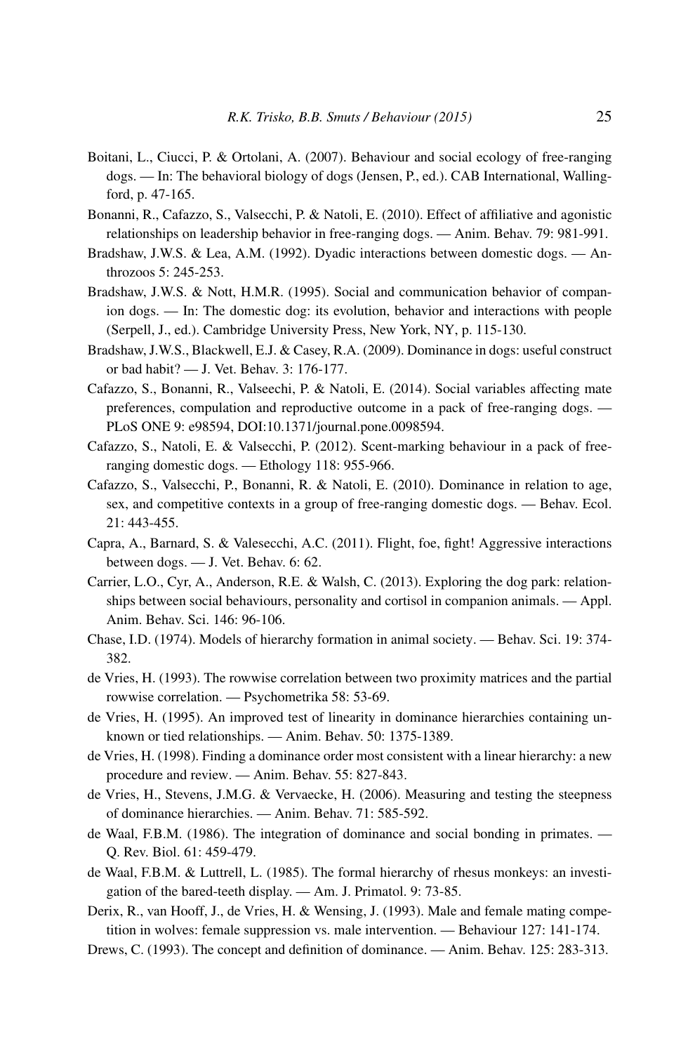Boitani, L., Ciucci, P. & Ortolani, A. (2007). Behaviour and social ecology of free-ranging dogs. — In: The behavioral biology of dogs (Jensen, P., ed.). CAB International, Wallingford, p. 47-165.

Bonanni, R., Cafazzo, S., Valsecchi, P. & Natoli, E. (2010). Effect of affiliative and agonistic relationships on leadership behavior in free-ranging dogs. — Anim. Behav. 79: 981-991.

Bradshaw, J.W.S. & Lea, A.M. (1992). Dyadic interactions between domestic dogs. — Anthrozoos 5: 245-253.

Bradshaw, J.W.S. & Nott, H.M.R. (1995). Social and communication behavior of companion dogs. — In: The domestic dog: its evolution, behavior and interactions with people (Serpell, J., ed.). Cambridge University Press, New York, NY, p. 115-130.

Bradshaw, J.W.S., Blackwell, E.J. & Casey, R.A. (2009). Dominance in dogs: useful construct or bad habit? — J. Vet. Behav. 3: 176-177.

Cafazzo, S., Bonanni, R., Valseechi, P. & Natoli, E. (2014). Social variables affecting mate preferences, compulation and reproductive outcome in a pack of free-ranging dogs. — PLoS ONE 9: e98594, DOI:10.1371/journal.pone.0098594.

Cafazzo, S., Natoli, E. & Valsecchi, P. (2012). Scent-marking behaviour in a pack of free-ranging domestic dogs. — Ethology 118: 955-966.

Cafazzo, S., Valsecchi, P., Bonanni, R. & Natoli, E. (2010). Dominance in relation to age, sex, and competitive contexts in a group of free-ranging domestic dogs. — Behav. Ecol. 21: 443-455.

Capra, A., Barnard, S. & Valesecchi, A.C. (2011). Flight, foe, fight! Aggressive interactions between dogs. — J. Vet. Behav. 6: 62.

Carrier, L.O., Cyr, A., Anderson, R.E. & Walsh, C. (2013). Exploring the dog park: relationships between social behaviours, personality and cortisol in companion animals. — Appl. Anim. Behav. Sci. 146: 96-106.

Chase, I.D. (1974). Models of hierarchy formation in animal society. — Behav. Sci. 19: 374-382.

de Vries, H. (1993). The rowwise correlation between two proximity matrices and the partial rowwise correlation. — Psychometrika 58: 53-69.

de Vries, H. (1995). An improved test of linearity in dominance hierarchies containing unknown or tied relationships. — Anim. Behav. 50: 1375-1389.

de Vries, H. (1998). Finding a dominance order most consistent with a linear hierarchy: a new procedure and review. — Anim. Behav. 55: 827-843.

de Vries, H., Stevens, J.M.G. & Vervaecke, H. (2006). Measuring and testing the steepness of dominance hierarchies. — Anim. Behav. 71: 585-592.

de Waal, F.B.M. (1986). The integration of dominance and social bonding in primates. — Q. Rev. Biol. 61: 459-479.

de Waal, F.B.M. & Luttrell, L. (1985). The formal hierarchy of rhesus monkeys: an investigation of the bared-teeth display. — Am. J. Primatol. 9: 73-85.

Derix, R., van Hooff, J., de Vries, H. & Wensing, J. (1993). Male and female mating competition in wolves: female suppression vs. male intervention. — Behaviour 127: 141-174.

Drews, C. (1993). The concept and definition of dominance. — Anim. Behav. 125: 283-313.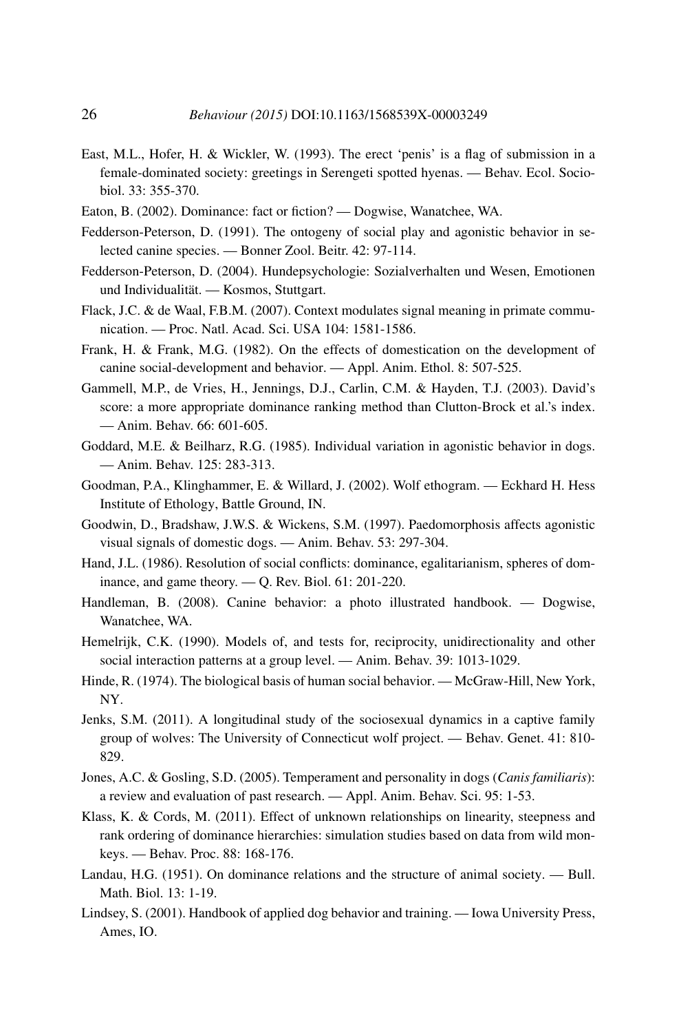East, M.L., Hofer, H. & Wickler, W. (1993). The erect 'penis' is a flag of submission in a female-dominated society: greetings in Serengeti spotted hyenas. — Behav. Ecol. Sociobiol. 33: 355-370.

Eaton, B. (2002). Dominance: fact or fiction? — Dogwise, Wanatchee, WA.

Fedderson-Peterson, D. (1991). The ontogeny of social play and agonistic behavior in selected canine species. — Bonner Zool. Beitr. 42: 97-114.

Fedderson-Peterson, D. (2004). Hundepsychologie: Sozialverhalten und Wesen, Emotionen und Individualität. — Kosmos, Stuttgart.

Flack, J.C. & de Waal, F.B.M. (2007). Context modulates signal meaning in primate communication. — Proc. Natl. Acad. Sci. USA 104: 1581-1586.

Frank, H. & Frank, M.G. (1982). On the effects of domestication on the development of canine social-development and behavior. — Appl. Anim. Ethol. 8: 507-525.

Gammell, M.P., de Vries, H., Jennings, D.J., Carlin, C.M. & Hayden, T.J. (2003). David's score: a more appropriate dominance ranking method than Clutton-Brock et al.'s index. — Anim. Behav. 66: 601-605.

Goddard, M.E. & Beilharz, R.G. (1985). Individual variation in agonistic behavior in dogs. — Anim. Behav. 125: 283-313.

Goodman, P.A., Klinghammer, E. & Willard, J. (2002). Wolf ethogram. — Eckhard H. Hess Institute of Ethology, Battle Ground, IN.

Goodwin, D., Bradshaw, J.W.S. & Wickens, S.M. (1997). Paedomorphosis affects agonistic visual signals of domestic dogs. — Anim. Behav. 53: 297-304.

Hand, J.L. (1986). Resolution of social conflicts: dominance, egalitarianism, spheres of dominance, and game theory. — Q. Rev. Biol. 61: 201-220.

Handleman, B. (2008). Canine behavior: a photo illustrated handbook. — Dogwise, Wanatchee, WA.

Hemelrijk, C.K. (1990). Models of, and tests for, reciprocity, unidirectionality and other social interaction patterns at a group level. — Anim. Behav. 39: 1013-1029.

Hinde, R. (1974). The biological basis of human social behavior. — McGraw-Hill, New York, NY.

Jenks, S.M. (2011). A longitudinal study of the sociosexual dynamics in a captive family group of wolves: The University of Connecticut wolf project. — Behav. Genet. 41: 810-829.

Jones, A.C. & Gosling, S.D. (2005). Temperament and personality in dogs (*Canis familiaris*): a review and evaluation of past research. — Appl. Anim. Behav. Sci. 95: 1-53.

Klass, K. & Cords, M. (2011). Effect of unknown relationships on linearity, steepness and rank ordering of dominance hierarchies: simulation studies based on data from wild monkeys. — Behav. Proc. 88: 168-176.

Landau, H.G. (1951). On dominance relations and the structure of animal society. — Bull. Math. Biol. 13: 1-19.

Lindsey, S. (2001). Handbook of applied dog behavior and training. — Iowa University Press, Ames, IO.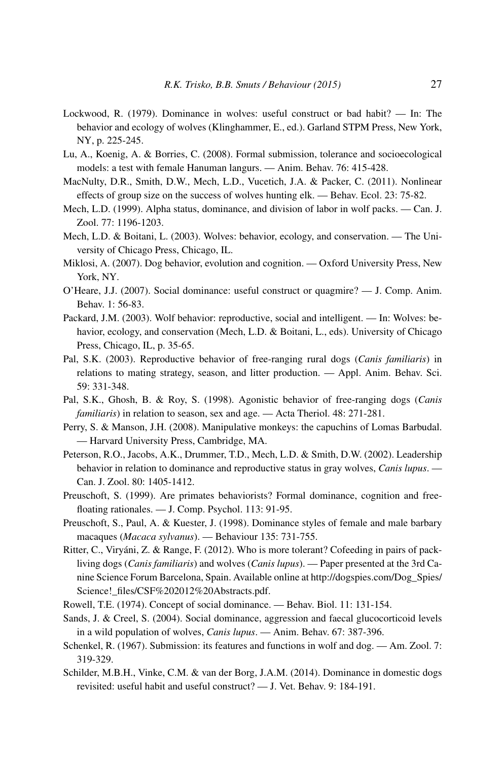Lockwood, R. (1979). Dominance in wolves: useful construct or bad habit? — In: The behavior and ecology of wolves (Klinghammer, E., ed.). Garland STPM Press, New York, NY, p. 225-245.

Lu, A., Koenig, A. & Borries, C. (2008). Formal submission, tolerance and socioecological models: a test with female Hanuman langurs. — Anim. Behav. 76: 415-428.

MacNulty, D.R., Smith, D.W., Mech, L.D., Vucetich, J.A. & Packer, C. (2011). Nonlinear effects of group size on the success of wolves hunting elk. — Behav. Ecol. 23: 75-82.

Mech, L.D. (1999). Alpha status, dominance, and division of labor in wolf packs. — Can. J. Zool. 77: 1196-1203.

Mech, L.D. & Boitani, L. (2003). Wolves: behavior, ecology, and conservation. — The University of Chicago Press, Chicago, IL.

Miklosi, A. (2007). Dog behavior, evolution and cognition. — Oxford University Press, New York, NY.

O'Heare, J.J. (2007). Social dominance: useful construct or quagmire? — J. Comp. Anim. Behav. 1: 56-83.

Packard, J.M. (2003). Wolf behavior: reproductive, social and intelligent. — In: Wolves: behavior, ecology, and conservation (Mech, L.D. & Boitani, L., eds). University of Chicago Press, Chicago, IL, p. 35-65.

Pal, S.K. (2003). Reproductive behavior of free-ranging rural dogs (*Canis familiaris*) in relations to mating strategy, season, and litter production. — Appl. Anim. Behav. Sci. 59: 331-348.

Pal, S.K., Ghosh, B. & Roy, S. (1998). Agonistic behavior of free-ranging dogs (*Canis familiaris*) in relation to season, sex and age. — Acta Theriol. 48: 271-281.

Perry, S. & Manson, J.H. (2008). Manipulative monkeys: the capuchins of Lomas Barbudal. — Harvard University Press, Cambridge, MA.

Peterson, R.O., Jacobs, A.K., Drummer, T.D., Mech, L.D. & Smith, D.W. (2002). Leadership behavior in relation to dominance and reproductive status in gray wolves, *Canis lupus*. — Can. J. Zool. 80: 1405-1412.

Preuschoft, S. (1999). Are primates behaviorists? Formal dominance, cognition and free-floating rationales. — J. Comp. Psychol. 113: 91-95.

Preuschoft, S., Paul, A. & Kuester, J. (1998). Dominance styles of female and male barbary macaques (*Macaca sylvanus*). — Behaviour 135: 731-755.

Ritter, C., Viryáni, Z. & Range, F. (2012). Who is more tolerant? Cofeeding in pairs of pack-living dogs (*Canis familiaris*) and wolves (*Canis lupus*). — Paper presented at the 3rd Canine Science Forum Barcelona, Spain. Available online at http://dogspies.com/Dog_Spies/Science!_files/CSF%202012%20Abstracts.pdf.

Rowell, T.E. (1974). Concept of social dominance. — Behav. Biol. 11: 131-154.

Sands, J. & Creel, S. (2004). Social dominance, aggression and faecal glucocorticoid levels in a wild population of wolves, *Canis lupus*. — Anim. Behav. 67: 387-396.

Schenkel, R. (1967). Submission: its features and functions in wolf and dog. — Am. Zool. 7: 319-329.

Schilder, M.B.H., Vinke, C.M. & van der Borg, J.A.M. (2014). Dominance in domestic dogs revisited: useful habit and useful construct? — J. Vet. Behav. 9: 184-191.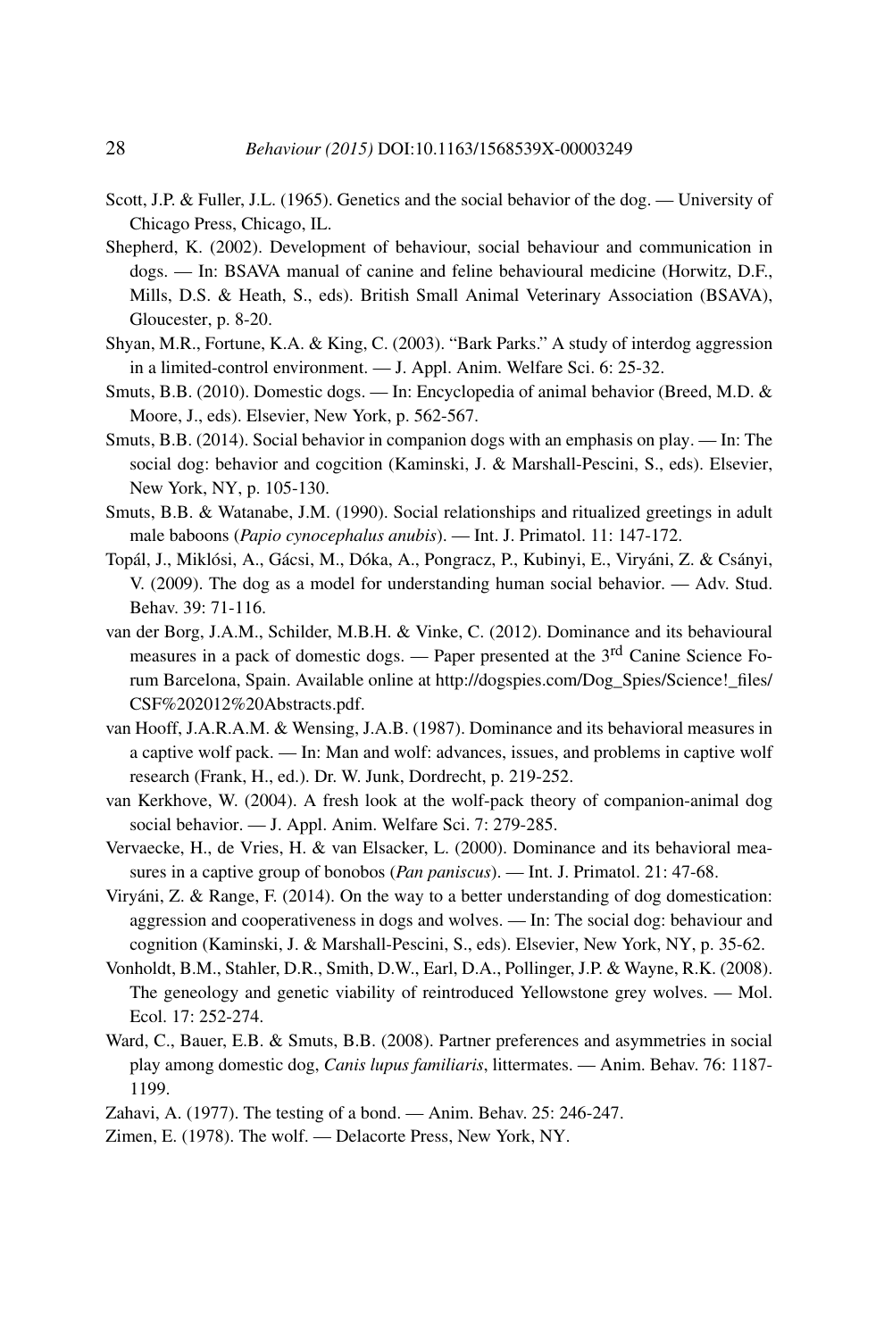Scott, J.P. & Fuller, J.L. (1965). Genetics and the social behavior of the dog. — University of Chicago Press, Chicago, IL.

Shepherd, K. (2002). Development of behaviour, social behaviour and communication in dogs. — In: BSAVA manual of canine and feline behavioural medicine (Horwitz, D.F., Mills, D.S. & Heath, S., eds). British Small Animal Veterinary Association (BSAVA), Gloucester, p. 8-20.

Shyan, M.R., Fortune, K.A. & King, C. (2003). "Bark Parks." A study of interdog aggression in a limited-control environment. — J. Appl. Anim. Welfare Sci. 6: 25-32.

Smuts, B.B. (2010). Domestic dogs. — In: Encyclopedia of animal behavior (Breed, M.D. & Moore, J., eds). Elsevier, New York, p. 562-567.

Smuts, B.B. (2014). Social behavior in companion dogs with an emphasis on play. — In: The social dog: behavior and cogcition (Kaminski, J. & Marshall-Pescini, S., eds). Elsevier, New York, NY, p. 105-130.

Smuts, B.B. & Watanabe, J.M. (1990). Social relationships and ritualized greetings in adult male baboons (*Papio cynocephalus anubis*). — Int. J. Primatol. 11: 147-172.

Topál, J., Miklósi, A., Gácsi, M., Dóka, A., Pongracz, P., Kubinyi, E., Viryáni, Z. & Csányi, V. (2009). The dog as a model for understanding human social behavior. — Adv. Stud. Behav. 39: 71-116.

van der Borg, J.A.M., Schilder, M.B.H. & Vinke, C. (2012). Dominance and its behavioural measures in a pack of domestic dogs. — Paper presented at the 3rd Canine Science Forum Barcelona, Spain. Available online at http://dogspies.com/Dog_Spies/Science!_files/CSF%202012%20Abstracts.pdf.

van Hooff, J.A.R.A.M. & Wensing, J.A.B. (1987). Dominance and its behavioral measures in a captive wolf pack. — In: Man and wolf: advances, issues, and problems in captive wolf research (Frank, H., ed.). Dr. W. Junk, Dordrecht, p. 219-252.

van Kerkhove, W. (2004). A fresh look at the wolf-pack theory of companion-animal dog social behavior. — J. Appl. Anim. Welfare Sci. 7: 279-285.

Vervaecke, H., de Vries, H. & van Elsacker, L. (2000). Dominance and its behavioral measures in a captive group of bonobos (*Pan paniscus*). — Int. J. Primatol. 21: 47-68.

Viryáni, Z. & Range, F. (2014). On the way to a better understanding of dog domestication: aggression and cooperativeness in dogs and wolves. — In: The social dog: behaviour and cognition (Kaminski, J. & Marshall-Pescini, S., eds). Elsevier, New York, NY, p. 35-62.

Vonholdt, B.M., Stahler, D.R., Smith, D.W., Earl, D.A., Pollinger, J.P. & Wayne, R.K. (2008). The geneology and genetic viability of reintroduced Yellowstone grey wolves. — Mol. Ecol. 17: 252-274.

Ward, C., Bauer, E.B. & Smuts, B.B. (2008). Partner preferences and asymmetries in social play among domestic dog, *Canis lupus familiaris*, littermates. — Anim. Behav. 76: 1187-1199.

Zahavi, A. (1977). The testing of a bond. — Anim. Behav. 25: 246-247.

Zimen, E. (1978). The wolf. — Delacorte Press, New York, NY.